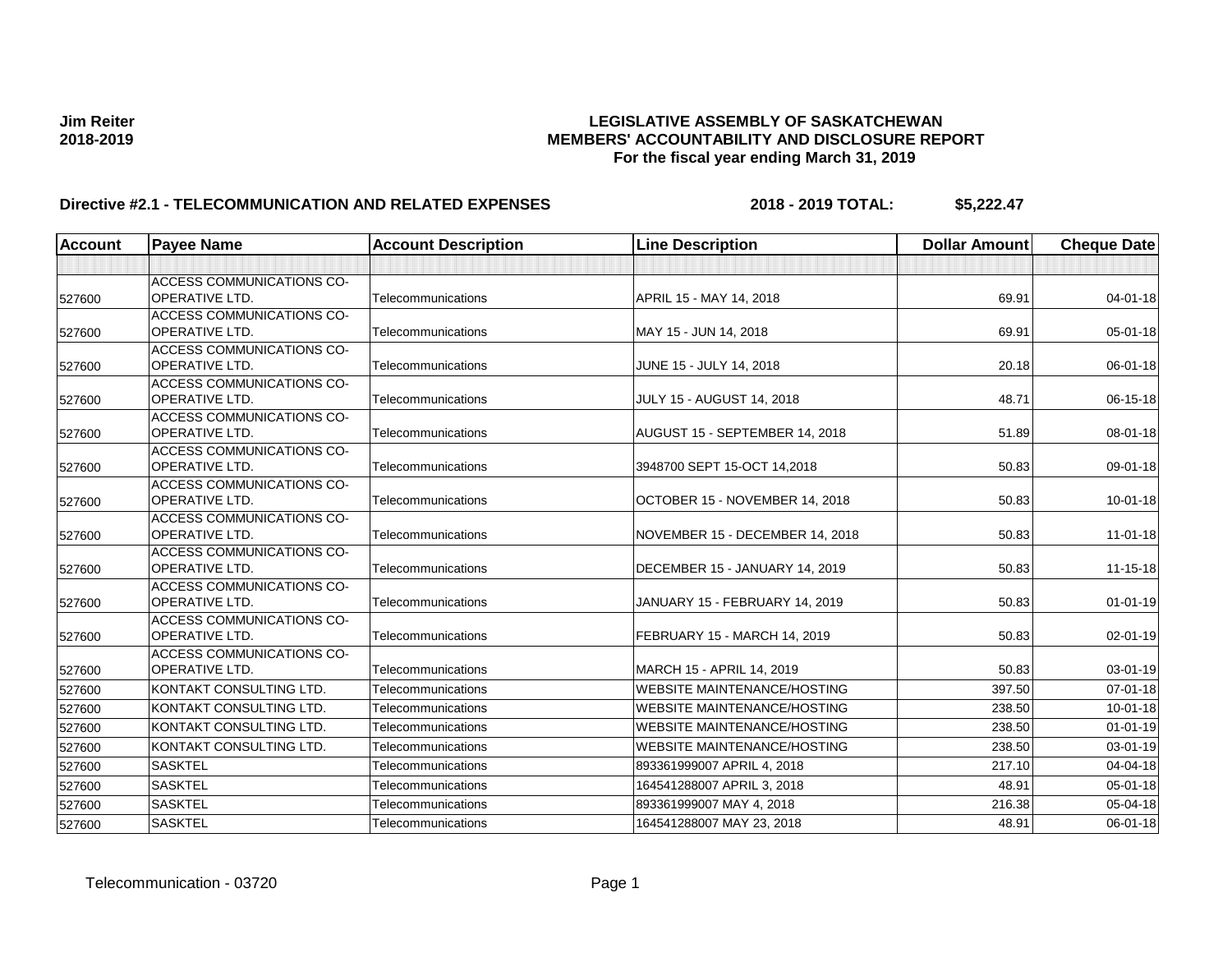**Jim Reiter**
**2018-2019**

# LEGISLATIVE ASSEMBLY OF SASKATCHEWAN
## MEMBERS' ACCOUNTABILITY AND DISCLOSURE REPORT
### For the fiscal year ending March 31, 2019

**Directive #2.1 - TELECOMMUNICATION AND RELATED EXPENSES** **2018 - 2019 TOTAL: $5,222.47**

| Account | Payee Name | Account Description | Line Description | Dollar Amount | Cheque Date |
|---|---|---|---|---|---|
| | | | | | |
| 527600 | ACCESS COMMUNICATIONS CO-OPERATIVE LTD. | Telecommunications | APRIL 15 - MAY 14, 2018 | 69.91 | 04-01-18 |
| 527600 | ACCESS COMMUNICATIONS CO-OPERATIVE LTD. | Telecommunications | MAY 15 - JUN 14, 2018 | 69.91 | 05-01-18 |
| 527600 | ACCESS COMMUNICATIONS CO-OPERATIVE LTD. | Telecommunications | JUNE 15 - JULY 14, 2018 | 20.18 | 06-01-18 |
| 527600 | ACCESS COMMUNICATIONS CO-OPERATIVE LTD. | Telecommunications | JULY 15 - AUGUST 14, 2018 | 48.71 | 06-15-18 |
| 527600 | ACCESS COMMUNICATIONS CO-OPERATIVE LTD. | Telecommunications | AUGUST 15 - SEPTEMBER 14, 2018 | 51.89 | 08-01-18 |
| 527600 | ACCESS COMMUNICATIONS CO-OPERATIVE LTD. | Telecommunications | 3948700 SEPT 15-OCT 14,2018 | 50.83 | 09-01-18 |
| 527600 | ACCESS COMMUNICATIONS CO-OPERATIVE LTD. | Telecommunications | OCTOBER 15 - NOVEMBER 14, 2018 | 50.83 | 10-01-18 |
| 527600 | ACCESS COMMUNICATIONS CO-OPERATIVE LTD. | Telecommunications | NOVEMBER 15 - DECEMBER 14, 2018 | 50.83 | 11-01-18 |
| 527600 | ACCESS COMMUNICATIONS CO-OPERATIVE LTD. | Telecommunications | DECEMBER 15 - JANUARY 14, 2019 | 50.83 | 11-15-18 |
| 527600 | ACCESS COMMUNICATIONS CO-OPERATIVE LTD. | Telecommunications | JANUARY 15 - FEBRUARY 14, 2019 | 50.83 | 01-01-19 |
| 527600 | ACCESS COMMUNICATIONS CO-OPERATIVE LTD. | Telecommunications | FEBRUARY 15 - MARCH 14, 2019 | 50.83 | 02-01-19 |
| 527600 | ACCESS COMMUNICATIONS CO-OPERATIVE LTD. | Telecommunications | MARCH 15 - APRIL 14, 2019 | 50.83 | 03-01-19 |
| 527600 | KONTAKT CONSULTING LTD. | Telecommunications | WEBSITE MAINTENANCE/HOSTING | 397.50 | 07-01-18 |
| 527600 | KONTAKT CONSULTING LTD. | Telecommunications | WEBSITE MAINTENANCE/HOSTING | 238.50 | 10-01-18 |
| 527600 | KONTAKT CONSULTING LTD. | Telecommunications | WEBSITE MAINTENANCE/HOSTING | 238.50 | 01-01-19 |
| 527600 | KONTAKT CONSULTING LTD. | Telecommunications | WEBSITE MAINTENANCE/HOSTING | 238.50 | 03-01-19 |
| 527600 | SASKTEL | Telecommunications | 893361999007 APRIL 4, 2018 | 217.10 | 04-04-18 |
| 527600 | SASKTEL | Telecommunications | 164541288007 APRIL 3, 2018 | 48.91 | 05-01-18 |
| 527600 | SASKTEL | Telecommunications | 893361999007 MAY 4, 2018 | 216.38 | 05-04-18 |
| 527600 | SASKTEL | Telecommunications | 164541288007 MAY 23, 2018 | 48.91 | 06-01-18 |

Telecommunication - 03720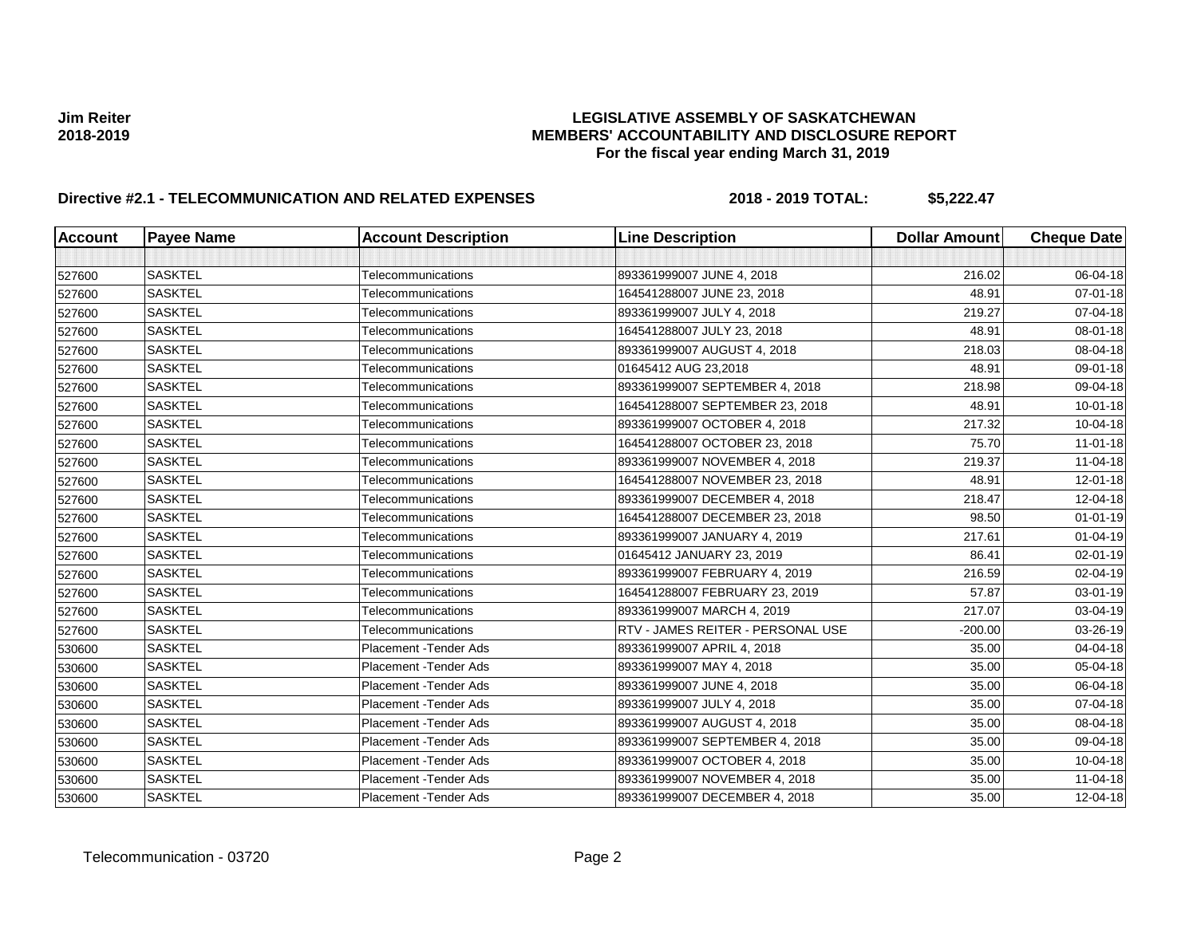**Jim Reiter**
**2018-2019**

**LEGISLATIVE ASSEMBLY OF SASKATCHEWAN**
**MEMBERS' ACCOUNTABILITY AND DISCLOSURE REPORT**
**For the fiscal year ending March 31, 2019**

**Directive #2.1 - TELECOMMUNICATION AND RELATED EXPENSES** **2018 - 2019 TOTAL: $5,222.47**

| Account | Payee Name | Account Description | Line Description | Dollar Amount | Cheque Date |
|---|---|---|---|---|---|
| | | | | | |
| 527600 | SASKTEL | Telecommunications | 893361999007 JUNE 4, 2018 | 216.02 | 06-04-18 |
| 527600 | SASKTEL | Telecommunications | 164541288007 JUNE 23, 2018 | 48.91 | 07-01-18 |
| 527600 | SASKTEL | Telecommunications | 893361999007 JULY 4, 2018 | 219.27 | 07-04-18 |
| 527600 | SASKTEL | Telecommunications | 164541288007 JULY 23, 2018 | 48.91 | 08-01-18 |
| 527600 | SASKTEL | Telecommunications | 893361999007 AUGUST 4, 2018 | 218.03 | 08-04-18 |
| 527600 | SASKTEL | Telecommunications | 01645412 AUG 23,2018 | 48.91 | 09-01-18 |
| 527600 | SASKTEL | Telecommunications | 893361999007 SEPTEMBER 4, 2018 | 218.98 | 09-04-18 |
| 527600 | SASKTEL | Telecommunications | 164541288007 SEPTEMBER 23, 2018 | 48.91 | 10-01-18 |
| 527600 | SASKTEL | Telecommunications | 893361999007 OCTOBER 4, 2018 | 217.32 | 10-04-18 |
| 527600 | SASKTEL | Telecommunications | 164541288007 OCTOBER 23, 2018 | 75.70 | 11-01-18 |
| 527600 | SASKTEL | Telecommunications | 893361999007 NOVEMBER 4, 2018 | 219.37 | 11-04-18 |
| 527600 | SASKTEL | Telecommunications | 164541288007 NOVEMBER 23, 2018 | 48.91 | 12-01-18 |
| 527600 | SASKTEL | Telecommunications | 893361999007 DECEMBER 4, 2018 | 218.47 | 12-04-18 |
| 527600 | SASKTEL | Telecommunications | 164541288007 DECEMBER 23, 2018 | 98.50 | 01-01-19 |
| 527600 | SASKTEL | Telecommunications | 893361999007 JANUARY 4, 2019 | 217.61 | 01-04-19 |
| 527600 | SASKTEL | Telecommunications | 01645412 JANUARY 23, 2019 | 86.41 | 02-01-19 |
| 527600 | SASKTEL | Telecommunications | 893361999007 FEBRUARY 4, 2019 | 216.59 | 02-04-19 |
| 527600 | SASKTEL | Telecommunications | 164541288007 FEBRUARY 23, 2019 | 57.87 | 03-01-19 |
| 527600 | SASKTEL | Telecommunications | 893361999007 MARCH 4, 2019 | 217.07 | 03-04-19 |
| 527600 | SASKTEL | Telecommunications | RTV - JAMES REITER - PERSONAL USE | -200.00 | 03-26-19 |
| 530600 | SASKTEL | Placement -Tender Ads | 893361999007 APRIL 4, 2018 | 35.00 | 04-04-18 |
| 530600 | SASKTEL | Placement -Tender Ads | 893361999007 MAY 4, 2018 | 35.00 | 05-04-18 |
| 530600 | SASKTEL | Placement -Tender Ads | 893361999007 JUNE 4, 2018 | 35.00 | 06-04-18 |
| 530600 | SASKTEL | Placement -Tender Ads | 893361999007 JULY 4, 2018 | 35.00 | 07-04-18 |
| 530600 | SASKTEL | Placement -Tender Ads | 893361999007 AUGUST 4, 2018 | 35.00 | 08-04-18 |
| 530600 | SASKTEL | Placement -Tender Ads | 893361999007 SEPTEMBER 4, 2018 | 35.00 | 09-04-18 |
| 530600 | SASKTEL | Placement -Tender Ads | 893361999007 OCTOBER 4, 2018 | 35.00 | 10-04-18 |
| 530600 | SASKTEL | Placement -Tender Ads | 893361999007 NOVEMBER 4, 2018 | 35.00 | 11-04-18 |
| 530600 | SASKTEL | Placement -Tender Ads | 893361999007 DECEMBER 4, 2018 | 35.00 | 12-04-18 |

Telecommunication - 03720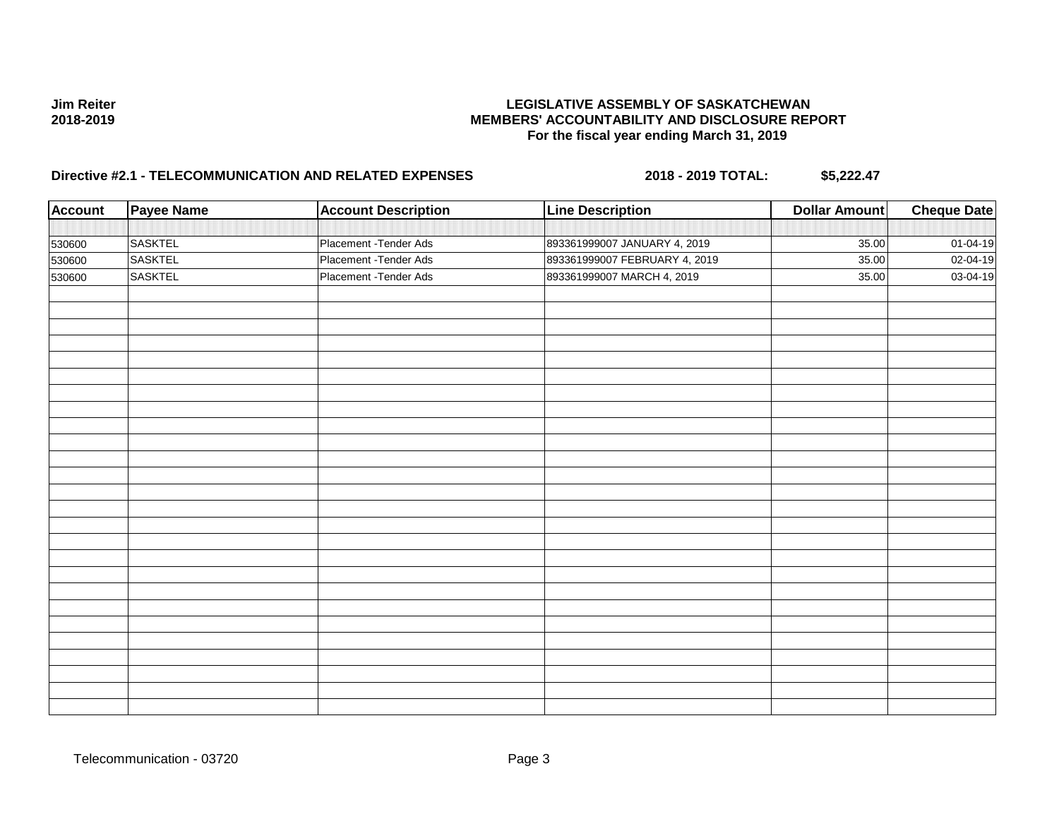**Jim Reiter**
**2018-2019**

**LEGISLATIVE ASSEMBLY OF SASKATCHEWAN**
**MEMBERS' ACCOUNTABILITY AND DISCLOSURE REPORT**
**For the fiscal year ending March 31, 2019**

**Directive #2.1 - TELECOMMUNICATION AND RELATED EXPENSES** **2018 - 2019 TOTAL: $5,222.47**

| Account | Payee Name | Account Description | Line Description | Dollar Amount | Cheque Date |
|---|---|---|---|---|---|
| 530600 | SASKTEL | Placement -Tender Ads | 893361999007 JANUARY 4, 2019 | 35.00 | 01-04-19 |
| 530600 | SASKTEL | Placement -Tender Ads | 893361999007 FEBRUARY 4, 2019 | 35.00 | 02-04-19 |
| 530600 | SASKTEL | Placement -Tender Ads | 893361999007 MARCH 4, 2019 | 35.00 | 03-04-19 |

Telecommunication - 03720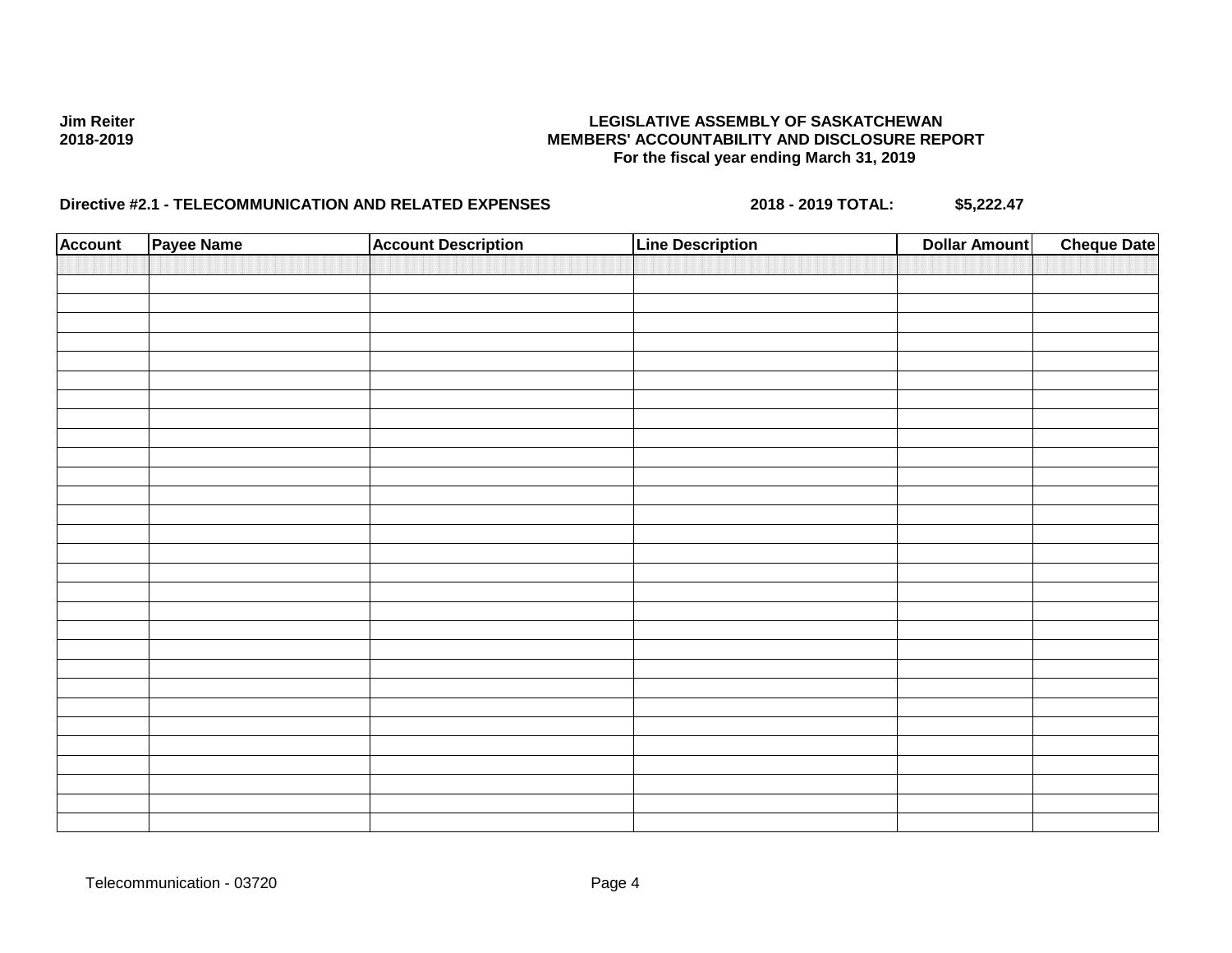**Jim Reiter**
**2018-2019**

**LEGISLATIVE ASSEMBLY OF SASKATCHEWAN**
**MEMBERS' ACCOUNTABILITY AND DISCLOSURE REPORT**
**For the fiscal year ending March 31, 2019**

**Directive #2.1 - TELECOMMUNICATION AND RELATED EXPENSES** **2018 - 2019 TOTAL:** **$5,222.47**

| Account | Payee Name | Account Description | Line Description | Dollar Amount | Cheque Date |
|---|---|---|---|---|---|
| | | | | | |

Telecommunication - 03720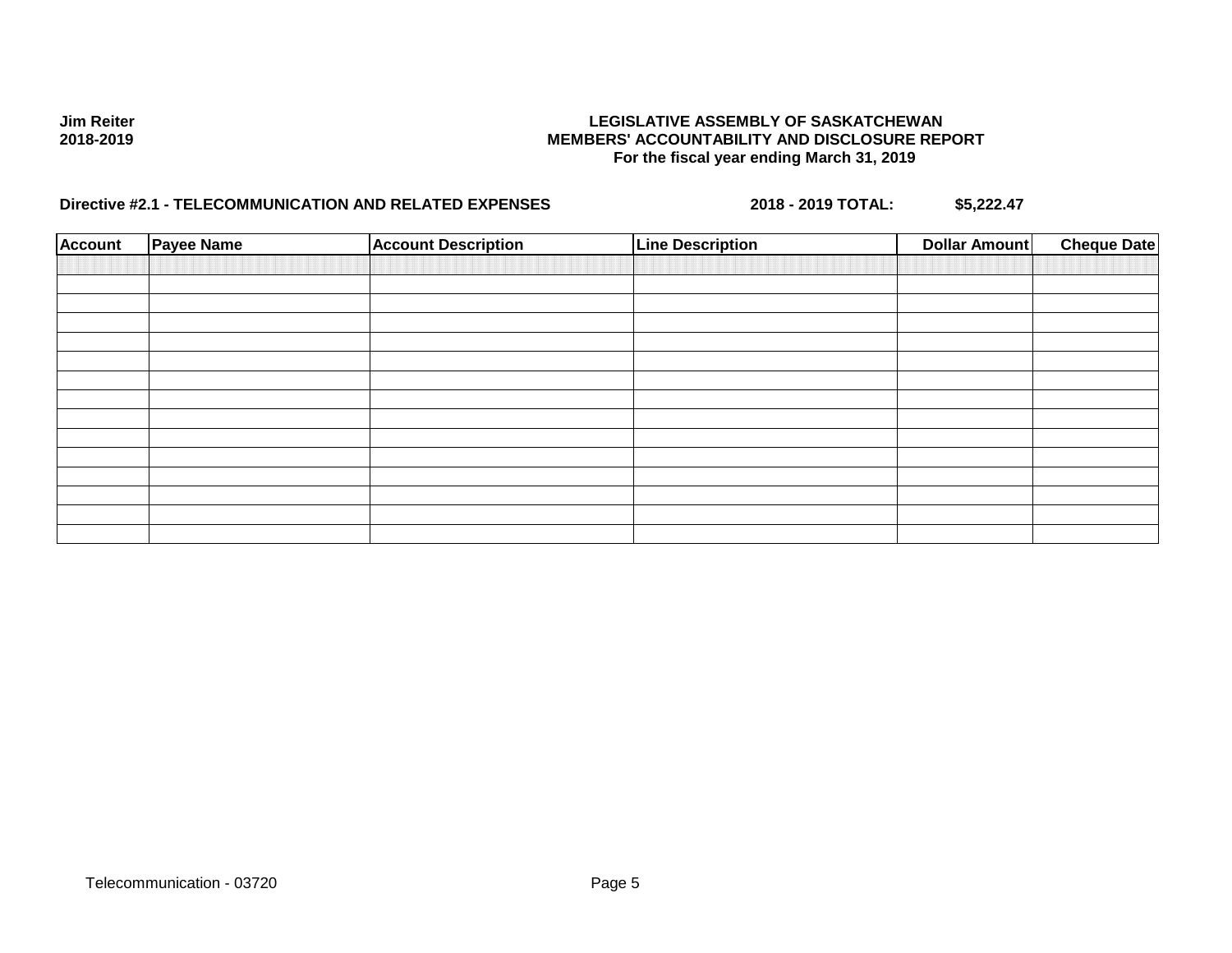Jim Reiter
2018-2019

**LEGISLATIVE ASSEMBLY OF SASKATCHEWAN**
**MEMBERS' ACCOUNTABILITY AND DISCLOSURE REPORT**
**For the fiscal year ending March 31, 2019**

**Directive #2.1 - TELECOMMUNICATION AND RELATED EXPENSES** **2018 - 2019 TOTAL:** **$5,222.47**

| Account | Payee Name | Account Description | Line Description | Dollar Amount | Cheque Date |
|---|---|---|---|---|---|
| | | | | | |
| | | | | | |
| | | | | | |
| | | | | | |
| | | | | | |
| | | | | | |
| | | | | | |
| | | | | | |
| | | | | | |
| | | | | | |
| | | | | | |
| | | | | | |
| | | | | | |
| | | | | | |
| | | | | | |

Telecommunication - 03720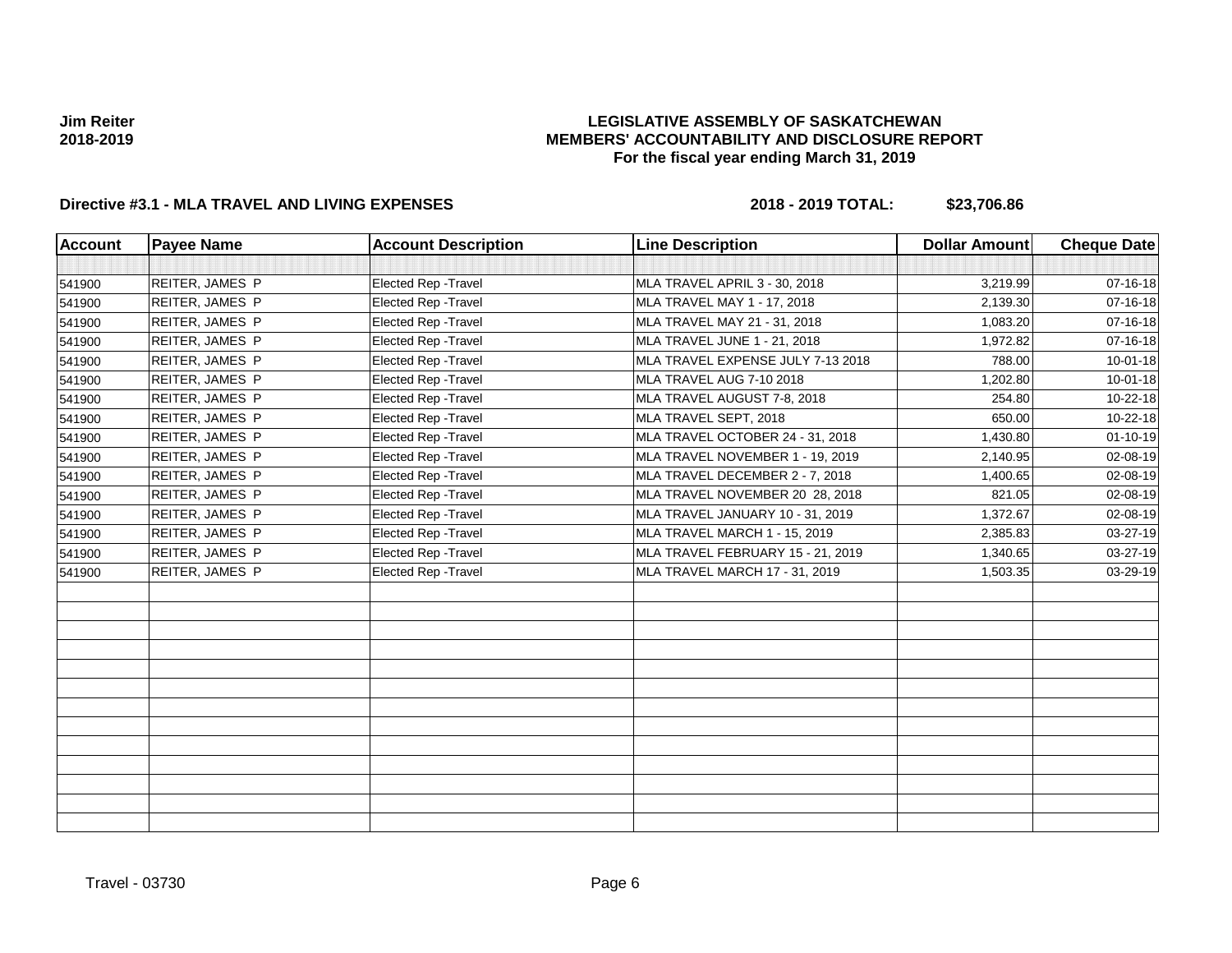**Jim Reiter**
**2018-2019**

# LEGISLATIVE ASSEMBLY OF SASKATCHEWAN
## MEMBERS' ACCOUNTABILITY AND DISCLOSURE REPORT
### For the fiscal year ending March 31, 2019

**Directive #3.1 - MLA TRAVEL AND LIVING EXPENSES** **2018 - 2019 TOTAL: $23,706.86**

| Account | Payee Name | Account Description | Line Description | Dollar Amount | Cheque Date |
|---|---|---|---|---|---|
| 541900 | REITER, JAMES P | Elected Rep -Travel | MLA TRAVEL APRIL 3 - 30, 2018 | 3,219.99 | 07-16-18 |
| 541900 | REITER, JAMES P | Elected Rep -Travel | MLA TRAVEL MAY 1 - 17, 2018 | 2,139.30 | 07-16-18 |
| 541900 | REITER, JAMES P | Elected Rep -Travel | MLA TRAVEL MAY 21 - 31, 2018 | 1,083.20 | 07-16-18 |
| 541900 | REITER, JAMES P | Elected Rep -Travel | MLA TRAVEL JUNE 1 - 21, 2018 | 1,972.82 | 07-16-18 |
| 541900 | REITER, JAMES P | Elected Rep -Travel | MLA TRAVEL EXPENSE JULY 7-13 2018 | 788.00 | 10-01-18 |
| 541900 | REITER, JAMES P | Elected Rep -Travel | MLA TRAVEL AUG 7-10 2018 | 1,202.80 | 10-01-18 |
| 541900 | REITER, JAMES P | Elected Rep -Travel | MLA TRAVEL AUGUST 7-8, 2018 | 254.80 | 10-22-18 |
| 541900 | REITER, JAMES P | Elected Rep -Travel | MLA TRAVEL SEPT, 2018 | 650.00 | 10-22-18 |
| 541900 | REITER, JAMES P | Elected Rep -Travel | MLA TRAVEL OCTOBER 24 - 31, 2018 | 1,430.80 | 01-10-19 |
| 541900 | REITER, JAMES P | Elected Rep -Travel | MLA TRAVEL NOVEMBER 1 - 19, 2019 | 2,140.95 | 02-08-19 |
| 541900 | REITER, JAMES P | Elected Rep -Travel | MLA TRAVEL DECEMBER 2 - 7, 2018 | 1,400.65 | 02-08-19 |
| 541900 | REITER, JAMES P | Elected Rep -Travel | MLA TRAVEL NOVEMBER 20 28, 2018 | 821.05 | 02-08-19 |
| 541900 | REITER, JAMES P | Elected Rep -Travel | MLA TRAVEL JANUARY 10 - 31, 2019 | 1,372.67 | 02-08-19 |
| 541900 | REITER, JAMES P | Elected Rep -Travel | MLA TRAVEL MARCH 1 - 15, 2019 | 2,385.83 | 03-27-19 |
| 541900 | REITER, JAMES P | Elected Rep -Travel | MLA TRAVEL FEBRUARY 15 - 21, 2019 | 1,340.65 | 03-27-19 |
| 541900 | REITER, JAMES P | Elected Rep -Travel | MLA TRAVEL MARCH 17 - 31, 2019 | 1,503.35 | 03-29-19 |

Travel - 03730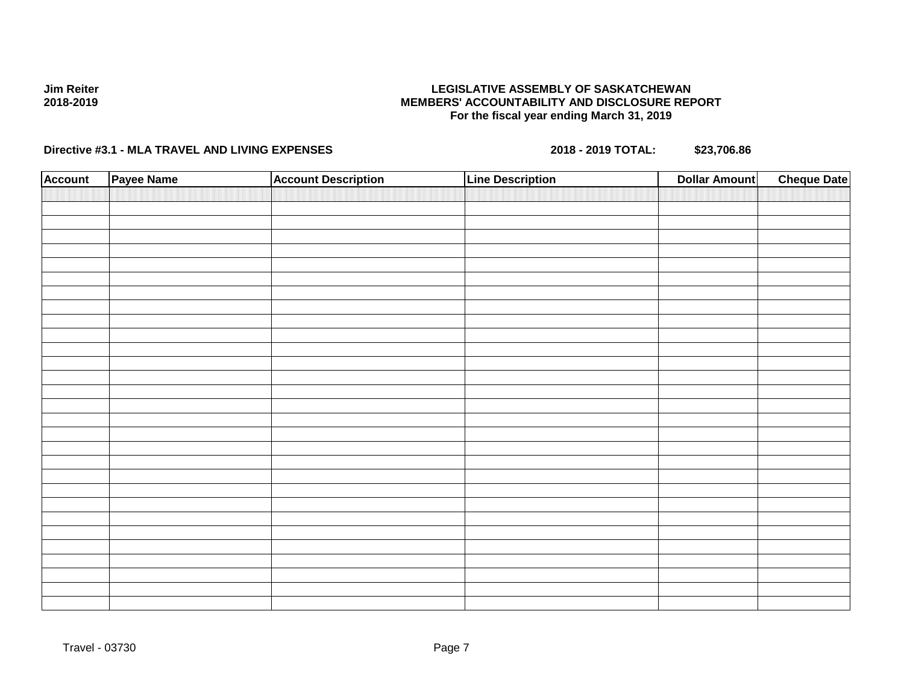**Jim Reiter**
**2018-2019**

**LEGISLATIVE ASSEMBLY OF SASKATCHEWAN**
**MEMBERS' ACCOUNTABILITY AND DISCLOSURE REPORT**
**For the fiscal year ending March 31, 2019**

**Directive #3.1 - MLA TRAVEL AND LIVING EXPENSES** **2018 - 2019 TOTAL:** **$23,706.86**

| Account | Payee Name | Account Description | Line Description | Dollar Amount | Cheque Date |
|---|---|---|---|---|---|
| | | | | | |

Travel - 03730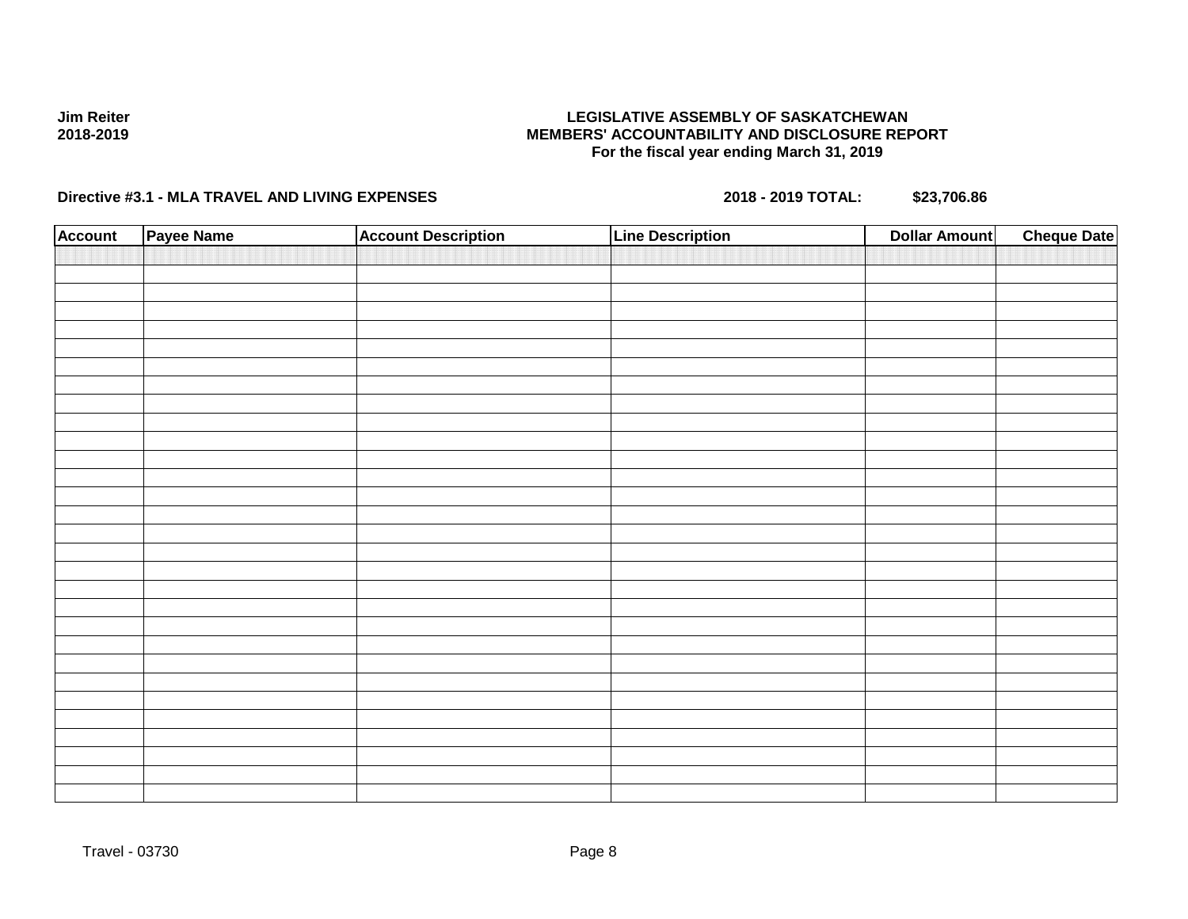**Jim Reiter**
**2018-2019**

**LEGISLATIVE ASSEMBLY OF SASKATCHEWAN**
**MEMBERS' ACCOUNTABILITY AND DISCLOSURE REPORT**
**For the fiscal year ending March 31, 2019**

**Directive #3.1 - MLA TRAVEL AND LIVING EXPENSES** **2018 - 2019 TOTAL: $23,706.86**

| Account | Payee Name | Account Description | Line Description | Dollar Amount | Cheque Date |
|---|---|---|---|---|---|
| | | | | | |

Travel - 03730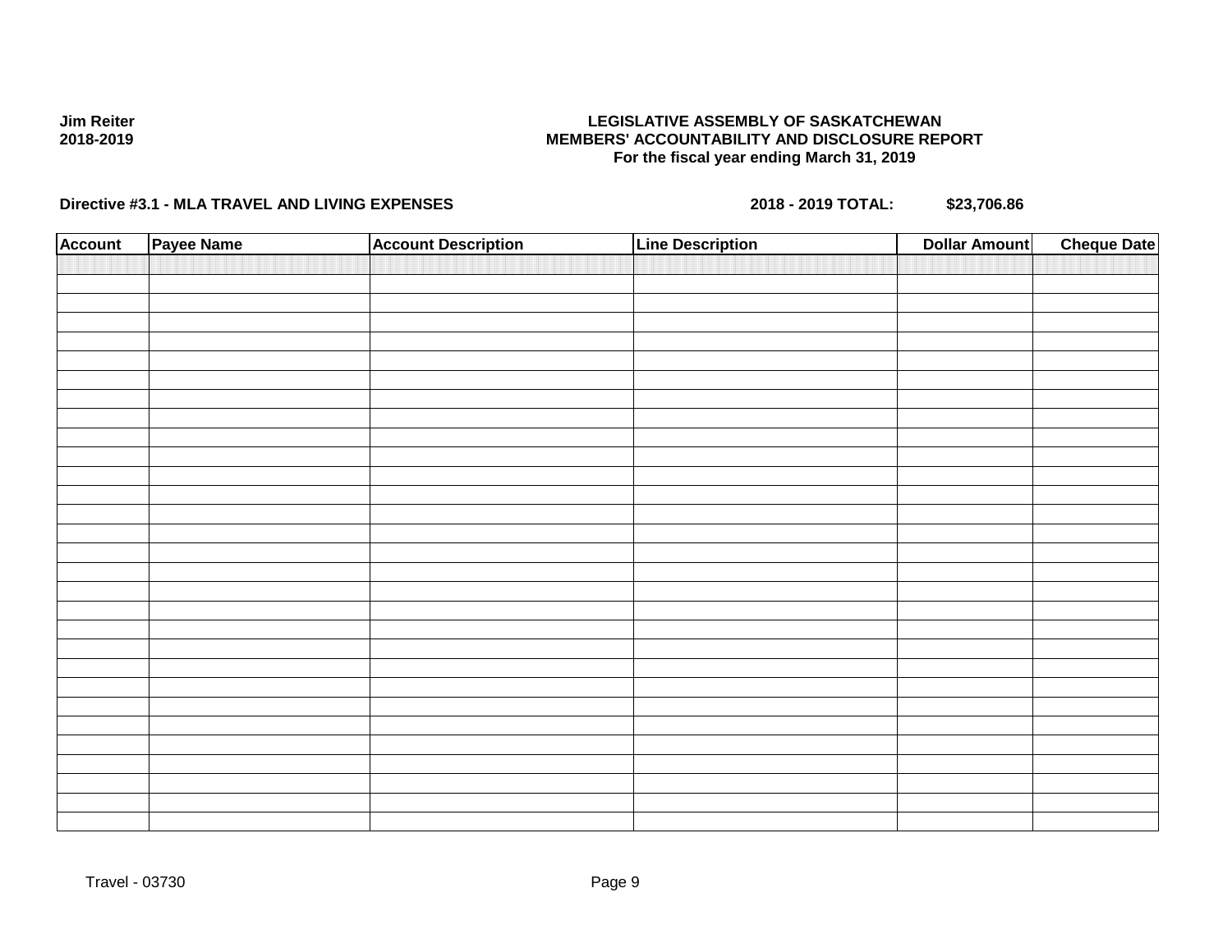**Jim Reiter**
**2018-2019**

**LEGISLATIVE ASSEMBLY OF SASKATCHEWAN**
**MEMBERS' ACCOUNTABILITY AND DISCLOSURE REPORT**
**For the fiscal year ending March 31, 2019**

**Directive #3.1 - MLA TRAVEL AND LIVING EXPENSES** **2018 - 2019 TOTAL: $23,706.86**

| Account | Payee Name | Account Description | Line Description | Dollar Amount | Cheque Date |
|---|---|---|---|---|---|
| | | | | | |

Travel - 03730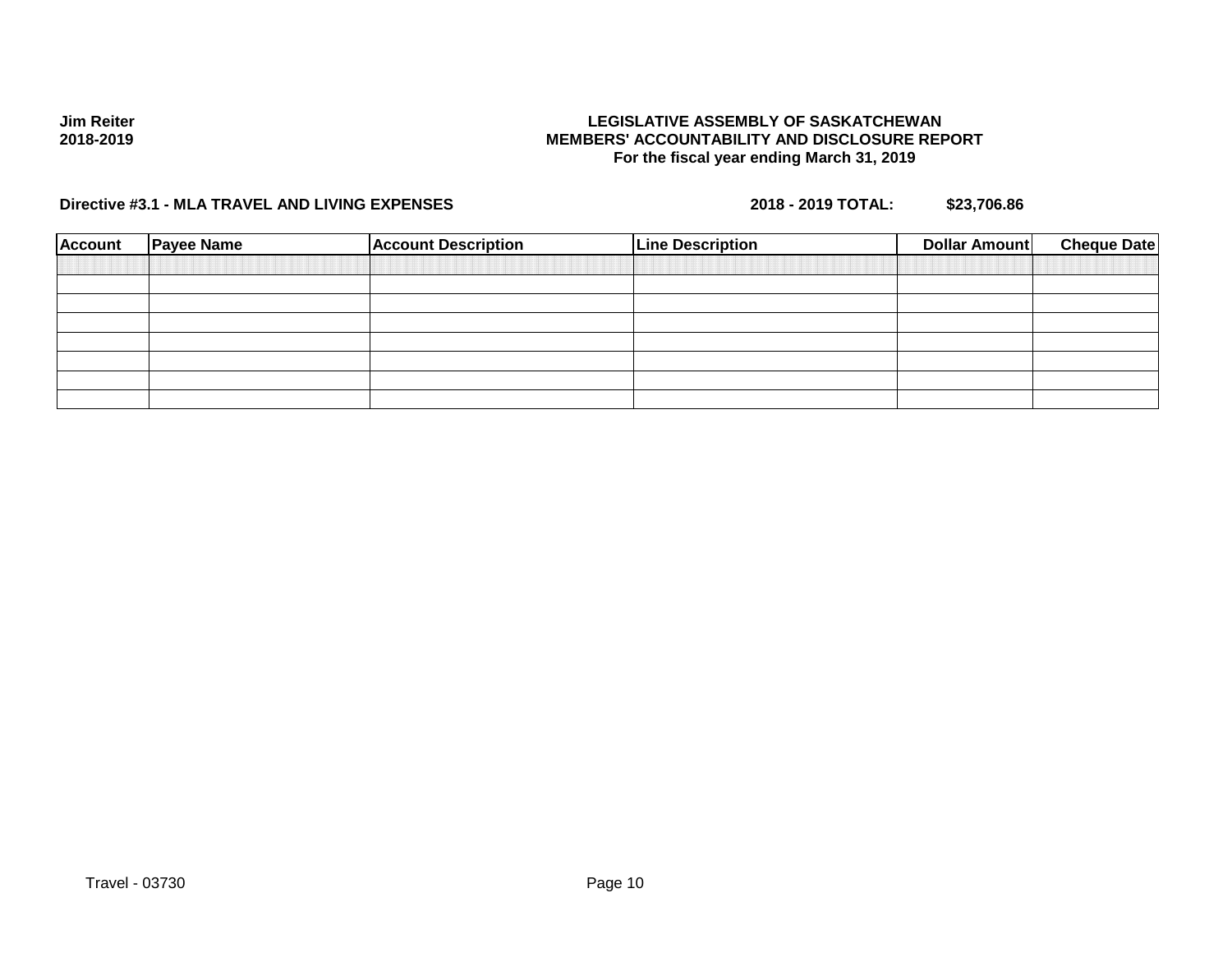**Jim Reiter**
**2018-2019**

**LEGISLATIVE ASSEMBLY OF SASKATCHEWAN**
**MEMBERS' ACCOUNTABILITY AND DISCLOSURE REPORT**
**For the fiscal year ending March 31, 2019**

**Directive #3.1 - MLA TRAVEL AND LIVING EXPENSES** **2018 - 2019 TOTAL: $23,706.86**

| Account | Payee Name | Account Description | Line Description | Dollar Amount | Cheque Date |
|---|---|---|---|---|---|
| | | | | | |
| | | | | | |
| | | | | | |
| | | | | | |
| | | | | | |
| | | | | | |
| | | | | | |

Travel - 03730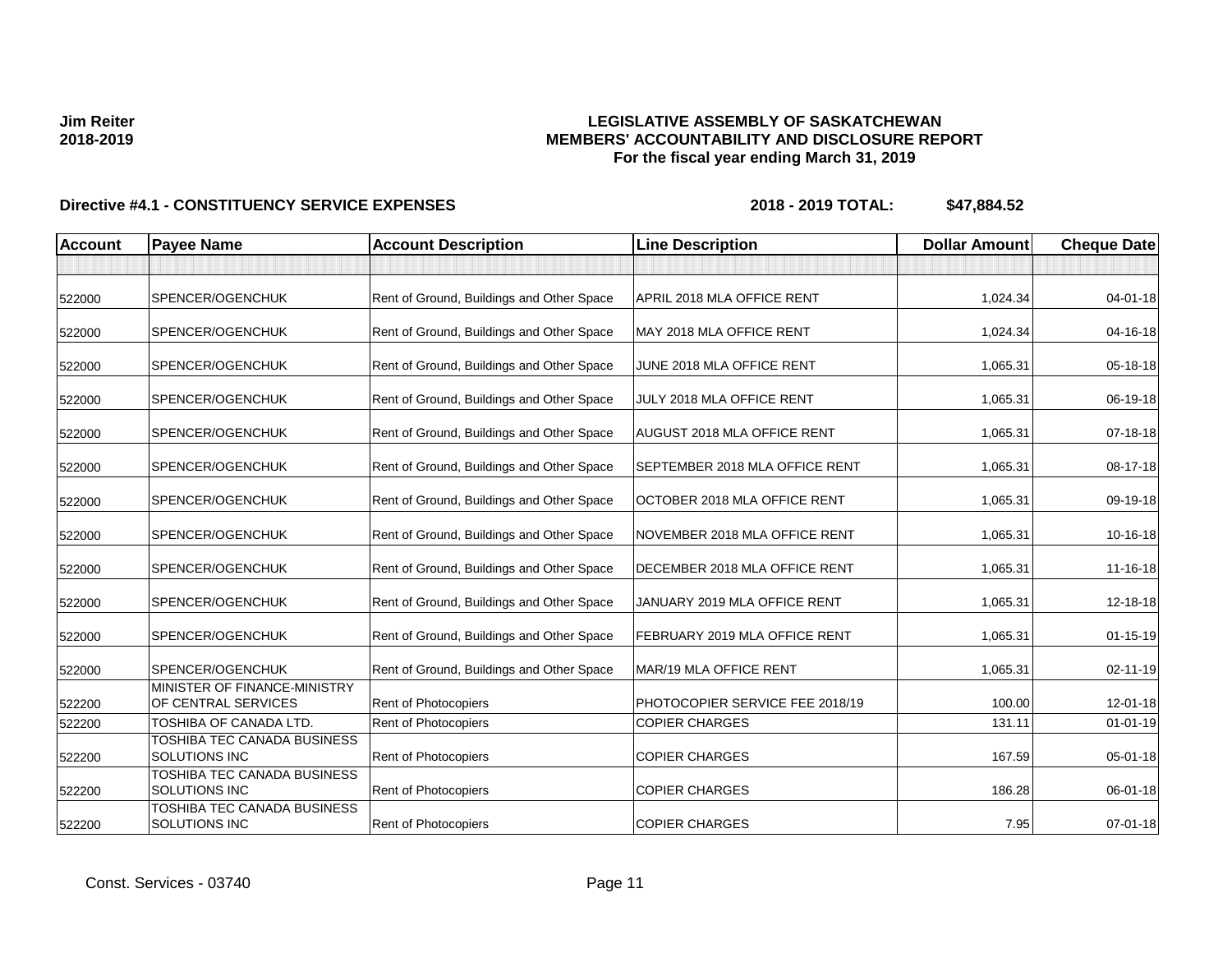**Jim Reiter**
**2018-2019**

**LEGISLATIVE ASSEMBLY OF SASKATCHEWAN**
**MEMBERS' ACCOUNTABILITY AND DISCLOSURE REPORT**
**For the fiscal year ending March 31, 2019**

**Directive #4.1 - CONSTITUENCY SERVICE EXPENSES** **2018 - 2019 TOTAL: $47,884.52**

| Account | Payee Name | Account Description | Line Description | Dollar Amount | Cheque Date |
|---|---|---|---|---|---|
| | | | | | |
| 522000 | SPENCER/OGENCHUK | Rent of Ground, Buildings and Other Space | APRIL 2018 MLA OFFICE RENT | 1,024.34 | 04-01-18 |
| 522000 | SPENCER/OGENCHUK | Rent of Ground, Buildings and Other Space | MAY 2018 MLA OFFICE RENT | 1,024.34 | 04-16-18 |
| 522000 | SPENCER/OGENCHUK | Rent of Ground, Buildings and Other Space | JUNE 2018 MLA OFFICE RENT | 1,065.31 | 05-18-18 |
| 522000 | SPENCER/OGENCHUK | Rent of Ground, Buildings and Other Space | JULY 2018 MLA OFFICE RENT | 1,065.31 | 06-19-18 |
| 522000 | SPENCER/OGENCHUK | Rent of Ground, Buildings and Other Space | AUGUST 2018 MLA OFFICE RENT | 1,065.31 | 07-18-18 |
| 522000 | SPENCER/OGENCHUK | Rent of Ground, Buildings and Other Space | SEPTEMBER 2018 MLA OFFICE RENT | 1,065.31 | 08-17-18 |
| 522000 | SPENCER/OGENCHUK | Rent of Ground, Buildings and Other Space | OCTOBER 2018 MLA OFFICE RENT | 1,065.31 | 09-19-18 |
| 522000 | SPENCER/OGENCHUK | Rent of Ground, Buildings and Other Space | NOVEMBER 2018 MLA OFFICE RENT | 1,065.31 | 10-16-18 |
| 522000 | SPENCER/OGENCHUK | Rent of Ground, Buildings and Other Space | DECEMBER 2018 MLA OFFICE RENT | 1,065.31 | 11-16-18 |
| 522000 | SPENCER/OGENCHUK | Rent of Ground, Buildings and Other Space | JANUARY 2019 MLA OFFICE RENT | 1,065.31 | 12-18-18 |
| 522000 | SPENCER/OGENCHUK | Rent of Ground, Buildings and Other Space | FEBRUARY 2019 MLA OFFICE RENT | 1,065.31 | 01-15-19 |
| 522000 | SPENCER/OGENCHUK | Rent of Ground, Buildings and Other Space | MAR/19 MLA OFFICE RENT | 1,065.31 | 02-11-19 |
| 522200 | MINISTER OF FINANCE-MINISTRY OF CENTRAL SERVICES | Rent of Photocopiers | PHOTOCOPIER SERVICE FEE 2018/19 | 100.00 | 12-01-18 |
| 522200 | TOSHIBA OF CANADA LTD. | Rent of Photocopiers | COPIER CHARGES | 131.11 | 01-01-19 |
| 522200 | TOSHIBA TEC CANADA BUSINESS SOLUTIONS INC | Rent of Photocopiers | COPIER CHARGES | 167.59 | 05-01-18 |
| 522200 | TOSHIBA TEC CANADA BUSINESS SOLUTIONS INC | Rent of Photocopiers | COPIER CHARGES | 186.28 | 06-01-18 |
| 522200 | TOSHIBA TEC CANADA BUSINESS SOLUTIONS INC | Rent of Photocopiers | COPIER CHARGES | 7.95 | 07-01-18 |

Const. Services - 03740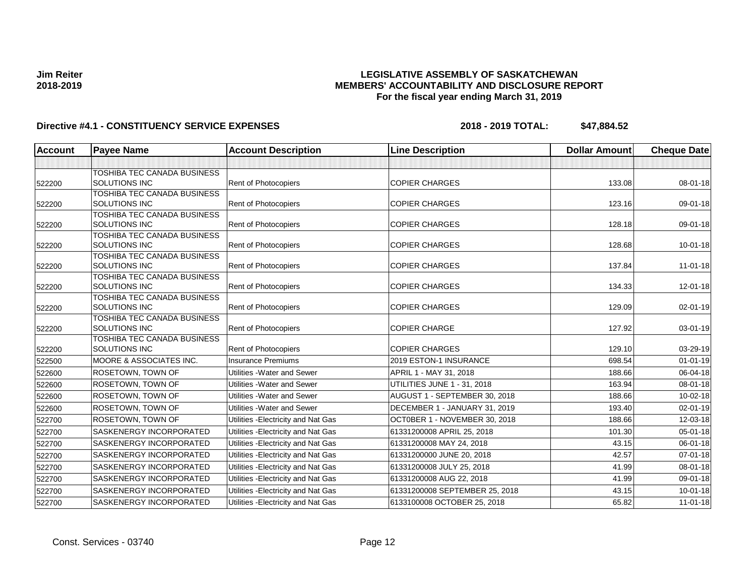**Jim Reiter**
**2018-2019**

# LEGISLATIVE ASSEMBLY OF SASKATCHEWAN
## MEMBERS' ACCOUNTABILITY AND DISCLOSURE REPORT
### For the fiscal year ending March 31, 2019

**Directive #4.1 - CONSTITUENCY SERVICE EXPENSES** **2018 - 2019 TOTAL: $47,884.52**

| Account | Payee Name | Account Description | Line Description | Dollar Amount | Cheque Date |
|---|---|---|---|---|---|
| | | | | | |
| 522200 | TOSHIBA TEC CANADA BUSINESS SOLUTIONS INC | Rent of Photocopiers | COPIER CHARGES | 133.08 | 08-01-18 |
| 522200 | TOSHIBA TEC CANADA BUSINESS SOLUTIONS INC | Rent of Photocopiers | COPIER CHARGES | 123.16 | 09-01-18 |
| 522200 | TOSHIBA TEC CANADA BUSINESS SOLUTIONS INC | Rent of Photocopiers | COPIER CHARGES | 128.18 | 09-01-18 |
| 522200 | TOSHIBA TEC CANADA BUSINESS SOLUTIONS INC | Rent of Photocopiers | COPIER CHARGES | 128.68 | 10-01-18 |
| 522200 | TOSHIBA TEC CANADA BUSINESS SOLUTIONS INC | Rent of Photocopiers | COPIER CHARGES | 137.84 | 11-01-18 |
| 522200 | TOSHIBA TEC CANADA BUSINESS SOLUTIONS INC | Rent of Photocopiers | COPIER CHARGES | 134.33 | 12-01-18 |
| 522200 | TOSHIBA TEC CANADA BUSINESS SOLUTIONS INC | Rent of Photocopiers | COPIER CHARGES | 129.09 | 02-01-19 |
| 522200 | TOSHIBA TEC CANADA BUSINESS SOLUTIONS INC | Rent of Photocopiers | COPIER CHARGE | 127.92 | 03-01-19 |
| 522200 | TOSHIBA TEC CANADA BUSINESS SOLUTIONS INC | Rent of Photocopiers | COPIER CHARGES | 129.10 | 03-29-19 |
| 522500 | MOORE & ASSOCIATES INC. | Insurance Premiums | 2019 ESTON-1 INSURANCE | 698.54 | 01-01-19 |
| 522600 | ROSETOWN, TOWN OF | Utilities -Water and Sewer | APRIL 1 - MAY 31, 2018 | 188.66 | 06-04-18 |
| 522600 | ROSETOWN, TOWN OF | Utilities -Water and Sewer | UTILITIES JUNE 1 - 31, 2018 | 163.94 | 08-01-18 |
| 522600 | ROSETOWN, TOWN OF | Utilities -Water and Sewer | AUGUST 1 - SEPTEMBER 30, 2018 | 188.66 | 10-02-18 |
| 522600 | ROSETOWN, TOWN OF | Utilities -Water and Sewer | DECEMBER 1 - JANUARY 31, 2019 | 193.40 | 02-01-19 |
| 522700 | ROSETOWN, TOWN OF | Utilities -Electricity and Nat Gas | OCT0BER 1 - NOVEMBER 30, 2018 | 188.66 | 12-03-18 |
| 522700 | SASKENERGY INCORPORATED | Utilities -Electricity and Nat Gas | 61331200008 APRIL 25, 2018 | 101.30 | 05-01-18 |
| 522700 | SASKENERGY INCORPORATED | Utilities -Electricity and Nat Gas | 61331200008 MAY 24, 2018 | 43.15 | 06-01-18 |
| 522700 | SASKENERGY INCORPORATED | Utilities -Electricity and Nat Gas | 61331200000 JUNE 20, 2018 | 42.57 | 07-01-18 |
| 522700 | SASKENERGY INCORPORATED | Utilities -Electricity and Nat Gas | 61331200008 JULY 25, 2018 | 41.99 | 08-01-18 |
| 522700 | SASKENERGY INCORPORATED | Utilities -Electricity and Nat Gas | 61331200008 AUG 22, 2018 | 41.99 | 09-01-18 |
| 522700 | SASKENERGY INCORPORATED | Utilities -Electricity and Nat Gas | 61331200008 SEPTEMBER 25, 2018 | 43.15 | 10-01-18 |
| 522700 | SASKENERGY INCORPORATED | Utilities -Electricity and Nat Gas | 6133100008 OCTOBER 25, 2018 | 65.82 | 11-01-18 |

Const. Services - 03740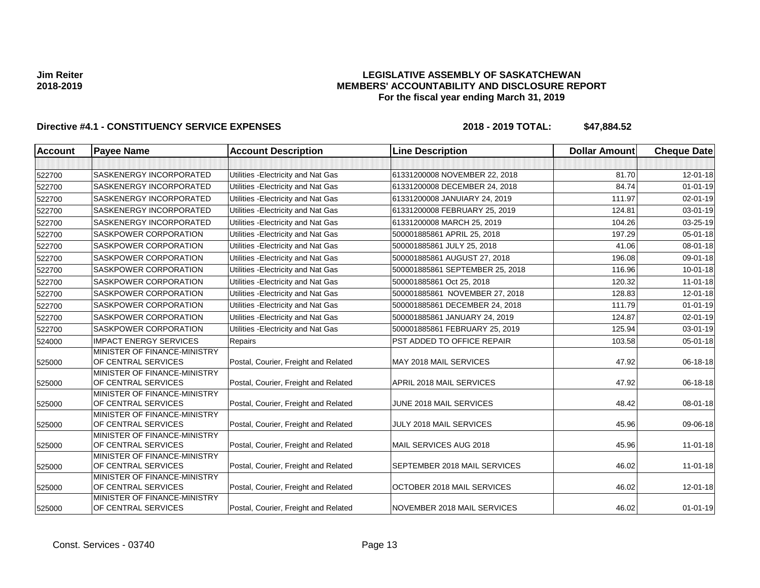**Jim Reiter**
**2018-2019**

# LEGISLATIVE ASSEMBLY OF SASKATCHEWAN
## MEMBERS' ACCOUNTABILITY AND DISCLOSURE REPORT
### For the fiscal year ending March 31, 2019

**Directive #4.1 - CONSTITUENCY SERVICE EXPENSES** **2018 - 2019 TOTAL: $47,884.52**

| Account | Payee Name | Account Description | Line Description | Dollar Amount | Cheque Date |
|---|---|---|---|---|---|
| | | | | | |
| 522700 | SASKENERGY INCORPORATED | Utilities -Electricity and Nat Gas | 61331200008 NOVEMBER 22, 2018 | 81.70 | 12-01-18 |
| 522700 | SASKENERGY INCORPORATED | Utilities -Electricity and Nat Gas | 61331200008 DECEMBER 24, 2018 | 84.74 | 01-01-19 |
| 522700 | SASKENERGY INCORPORATED | Utilities -Electricity and Nat Gas | 61331200008 JANUIARY 24, 2019 | 111.97 | 02-01-19 |
| 522700 | SASKENERGY INCORPORATED | Utilities -Electricity and Nat Gas | 61331200008 FEBRUARY 25, 2019 | 124.81 | 03-01-19 |
| 522700 | SASKENERGY INCORPORATED | Utilities -Electricity and Nat Gas | 61331200008 MARCH 25, 2019 | 104.26 | 03-25-19 |
| 522700 | SASKPOWER CORPORATION | Utilities -Electricity and Nat Gas | 500001885861 APRIL 25, 2018 | 197.29 | 05-01-18 |
| 522700 | SASKPOWER CORPORATION | Utilities -Electricity and Nat Gas | 500001885861 JULY 25, 2018 | 41.06 | 08-01-18 |
| 522700 | SASKPOWER CORPORATION | Utilities -Electricity and Nat Gas | 500001885861 AUGUST 27, 2018 | 196.08 | 09-01-18 |
| 522700 | SASKPOWER CORPORATION | Utilities -Electricity and Nat Gas | 500001885861 SEPTEMBER 25, 2018 | 116.96 | 10-01-18 |
| 522700 | SASKPOWER CORPORATION | Utilities -Electricity and Nat Gas | 500001885861 Oct 25, 2018 | 120.32 | 11-01-18 |
| 522700 | SASKPOWER CORPORATION | Utilities -Electricity and Nat Gas | 500001885861 NOVEMBER 27, 2018 | 128.83 | 12-01-18 |
| 522700 | SASKPOWER CORPORATION | Utilities -Electricity and Nat Gas | 500001885861 DECEMBER 24, 2018 | 111.79 | 01-01-19 |
| 522700 | SASKPOWER CORPORATION | Utilities -Electricity and Nat Gas | 500001885861 JANUARY 24, 2019 | 124.87 | 02-01-19 |
| 522700 | SASKPOWER CORPORATION | Utilities -Electricity and Nat Gas | 500001885861 FEBRUARY 25, 2019 | 125.94 | 03-01-19 |
| 524000 | IMPACT ENERGY SERVICES | Repairs | PST ADDED TO OFFICE REPAIR | 103.58 | 05-01-18 |
| 525000 | MINISTER OF FINANCE-MINISTRY OF CENTRAL SERVICES | Postal, Courier, Freight and Related | MAY 2018 MAIL SERVICES | 47.92 | 06-18-18 |
| 525000 | MINISTER OF FINANCE-MINISTRY OF CENTRAL SERVICES | Postal, Courier, Freight and Related | APRIL 2018 MAIL SERVICES | 47.92 | 06-18-18 |
| 525000 | MINISTER OF FINANCE-MINISTRY OF CENTRAL SERVICES | Postal, Courier, Freight and Related | JUNE 2018 MAIL SERVICES | 48.42 | 08-01-18 |
| 525000 | MINISTER OF FINANCE-MINISTRY OF CENTRAL SERVICES | Postal, Courier, Freight and Related | JULY 2018 MAIL SERVICES | 45.96 | 09-06-18 |
| 525000 | MINISTER OF FINANCE-MINISTRY OF CENTRAL SERVICES | Postal, Courier, Freight and Related | MAIL SERVICES AUG 2018 | 45.96 | 11-01-18 |
| 525000 | MINISTER OF FINANCE-MINISTRY OF CENTRAL SERVICES | Postal, Courier, Freight and Related | SEPTEMBER 2018 MAIL SERVICES | 46.02 | 11-01-18 |
| 525000 | MINISTER OF FINANCE-MINISTRY OF CENTRAL SERVICES | Postal, Courier, Freight and Related | OCTOBER 2018 MAIL SERVICES | 46.02 | 12-01-18 |
| 525000 | MINISTER OF FINANCE-MINISTRY OF CENTRAL SERVICES | Postal, Courier, Freight and Related | NOVEMBER 2018 MAIL SERVICES | 46.02 | 01-01-19 |

Const. Services - 03740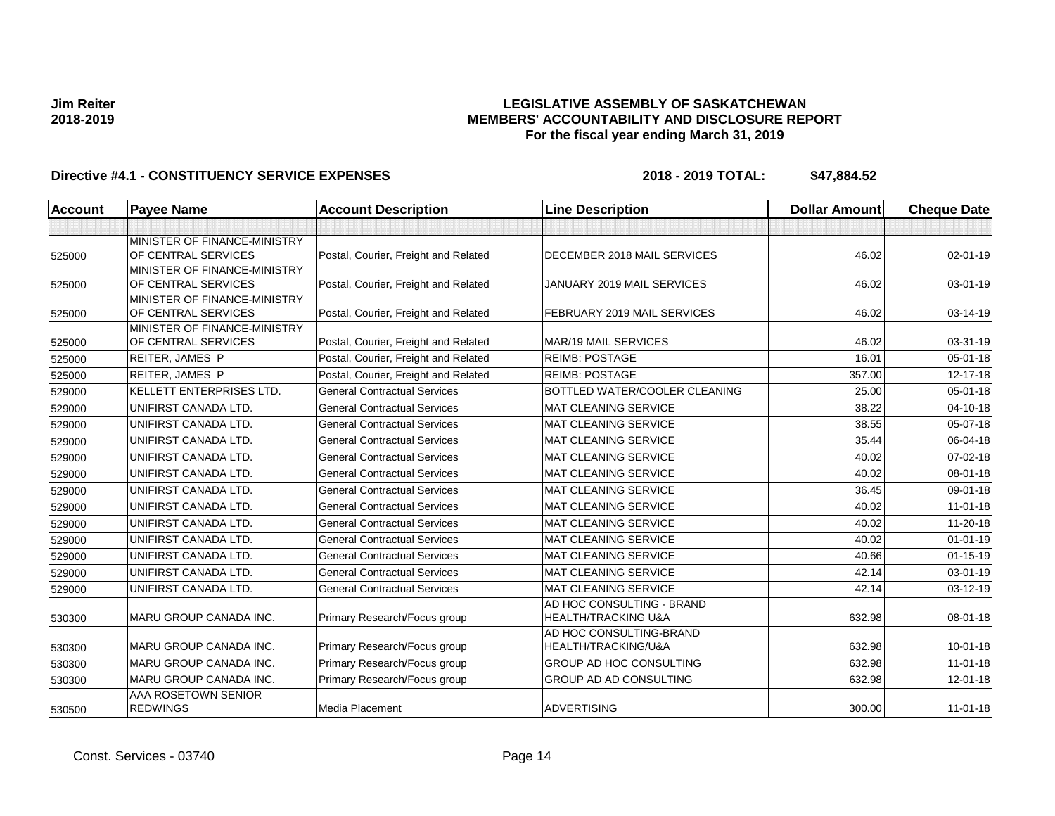**Jim Reiter**
**2018-2019**

**LEGISLATIVE ASSEMBLY OF SASKATCHEWAN**
**MEMBERS' ACCOUNTABILITY AND DISCLOSURE REPORT**
**For the fiscal year ending March 31, 2019**

**Directive #4.1 - CONSTITUENCY SERVICE EXPENSES** **2018 - 2019 TOTAL: $47,884.52**

| Account | Payee Name | Account Description | Line Description | Dollar Amount | Cheque Date |
|---|---|---|---|---|---|
| | | | | | |
| 525000 | MINISTER OF FINANCE-MINISTRY OF CENTRAL SERVICES | Postal, Courier, Freight and Related | DECEMBER 2018 MAIL SERVICES | 46.02 | 02-01-19 |
| 525000 | MINISTER OF FINANCE-MINISTRY OF CENTRAL SERVICES | Postal, Courier, Freight and Related | JANUARY 2019 MAIL SERVICES | 46.02 | 03-01-19 |
| 525000 | MINISTER OF FINANCE-MINISTRY OF CENTRAL SERVICES | Postal, Courier, Freight and Related | FEBRUARY 2019 MAIL SERVICES | 46.02 | 03-14-19 |
| 525000 | MINISTER OF FINANCE-MINISTRY OF CENTRAL SERVICES | Postal, Courier, Freight and Related | MAR/19 MAIL SERVICES | 46.02 | 03-31-19 |
| 525000 | REITER, JAMES P | Postal, Courier, Freight and Related | REIMB: POSTAGE | 16.01 | 05-01-18 |
| 525000 | REITER, JAMES P | Postal, Courier, Freight and Related | REIMB: POSTAGE | 357.00 | 12-17-18 |
| 529000 | KELLETT ENTERPRISES LTD. | General Contractual Services | BOTTLED WATER/COOLER CLEANING | 25.00 | 05-01-18 |
| 529000 | UNIFIRST CANADA LTD. | General Contractual Services | MAT CLEANING SERVICE | 38.22 | 04-10-18 |
| 529000 | UNIFIRST CANADA LTD. | General Contractual Services | MAT CLEANING SERVICE | 38.55 | 05-07-18 |
| 529000 | UNIFIRST CANADA LTD. | General Contractual Services | MAT CLEANING SERVICE | 35.44 | 06-04-18 |
| 529000 | UNIFIRST CANADA LTD. | General Contractual Services | MAT CLEANING SERVICE | 40.02 | 07-02-18 |
| 529000 | UNIFIRST CANADA LTD. | General Contractual Services | MAT CLEANING SERVICE | 40.02 | 08-01-18 |
| 529000 | UNIFIRST CANADA LTD. | General Contractual Services | MAT CLEANING SERVICE | 36.45 | 09-01-18 |
| 529000 | UNIFIRST CANADA LTD. | General Contractual Services | MAT CLEANING SERVICE | 40.02 | 11-01-18 |
| 529000 | UNIFIRST CANADA LTD. | General Contractual Services | MAT CLEANING SERVICE | 40.02 | 11-20-18 |
| 529000 | UNIFIRST CANADA LTD. | General Contractual Services | MAT CLEANING SERVICE | 40.02 | 01-01-19 |
| 529000 | UNIFIRST CANADA LTD. | General Contractual Services | MAT CLEANING SERVICE | 40.66 | 01-15-19 |
| 529000 | UNIFIRST CANADA LTD. | General Contractual Services | MAT CLEANING SERVICE | 42.14 | 03-01-19 |
| 529000 | UNIFIRST CANADA LTD. | General Contractual Services | MAT CLEANING SERVICE | 42.14 | 03-12-19 |
| 530300 | MARU GROUP CANADA INC. | Primary Research/Focus group | AD HOC CONSULTING - BRAND HEALTH/TRACKING U&A | 632.98 | 08-01-18 |
| 530300 | MARU GROUP CANADA INC. | Primary Research/Focus group | AD HOC CONSULTING-BRAND HEALTH/TRACKING/U&A | 632.98 | 10-01-18 |
| 530300 | MARU GROUP CANADA INC. | Primary Research/Focus group | GROUP AD HOC CONSULTING | 632.98 | 11-01-18 |
| 530300 | MARU GROUP CANADA INC. | Primary Research/Focus group | GROUP AD AD CONSULTING | 632.98 | 12-01-18 |
| 530500 | AAA ROSETOWN SENIOR REDWINGS | Media Placement | ADVERTISING | 300.00 | 11-01-18 |

Const. Services - 03740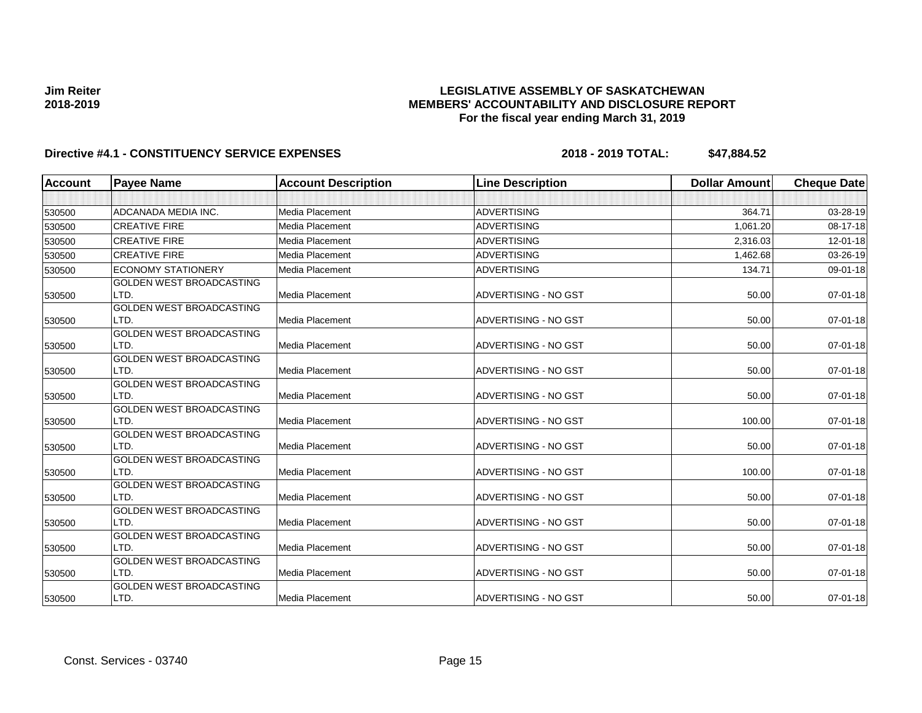**Jim Reiter**
**2018-2019**

# LEGISLATIVE ASSEMBLY OF SASKATCHEWAN
## MEMBERS' ACCOUNTABILITY AND DISCLOSURE REPORT
### For the fiscal year ending March 31, 2019

**Directive #4.1 - CONSTITUENCY SERVICE EXPENSES** **2018 - 2019 TOTAL: $47,884.52**

| Account | Payee Name | Account Description | Line Description | Dollar Amount | Cheque Date |
|---|---|---|---|---|---|
| | | | | | |
| 530500 | ADCANADA MEDIA INC. | Media Placement | ADVERTISING | 364.71 | 03-28-19 |
| 530500 | CREATIVE FIRE | Media Placement | ADVERTISING | 1,061.20 | 08-17-18 |
| 530500 | CREATIVE FIRE | Media Placement | ADVERTISING | 2,316.03 | 12-01-18 |
| 530500 | CREATIVE FIRE | Media Placement | ADVERTISING | 1,462.68 | 03-26-19 |
| 530500 | ECONOMY STATIONERY | Media Placement | ADVERTISING | 134.71 | 09-01-18 |
| 530500 | GOLDEN WEST BROADCASTING LTD. | Media Placement | ADVERTISING - NO GST | 50.00 | 07-01-18 |
| 530500 | GOLDEN WEST BROADCASTING LTD. | Media Placement | ADVERTISING - NO GST | 50.00 | 07-01-18 |
| 530500 | GOLDEN WEST BROADCASTING LTD. | Media Placement | ADVERTISING - NO GST | 50.00 | 07-01-18 |
| 530500 | GOLDEN WEST BROADCASTING LTD. | Media Placement | ADVERTISING - NO GST | 50.00 | 07-01-18 |
| 530500 | GOLDEN WEST BROADCASTING LTD. | Media Placement | ADVERTISING - NO GST | 50.00 | 07-01-18 |
| 530500 | GOLDEN WEST BROADCASTING LTD. | Media Placement | ADVERTISING - NO GST | 100.00 | 07-01-18 |
| 530500 | GOLDEN WEST BROADCASTING LTD. | Media Placement | ADVERTISING - NO GST | 50.00 | 07-01-18 |
| 530500 | GOLDEN WEST BROADCASTING LTD. | Media Placement | ADVERTISING - NO GST | 100.00 | 07-01-18 |
| 530500 | GOLDEN WEST BROADCASTING LTD. | Media Placement | ADVERTISING - NO GST | 50.00 | 07-01-18 |
| 530500 | GOLDEN WEST BROADCASTING LTD. | Media Placement | ADVERTISING - NO GST | 50.00 | 07-01-18 |
| 530500 | GOLDEN WEST BROADCASTING LTD. | Media Placement | ADVERTISING - NO GST | 50.00 | 07-01-18 |
| 530500 | GOLDEN WEST BROADCASTING LTD. | Media Placement | ADVERTISING - NO GST | 50.00 | 07-01-18 |
| 530500 | GOLDEN WEST BROADCASTING LTD. | Media Placement | ADVERTISING - NO GST | 50.00 | 07-01-18 |

Const. Services - 03740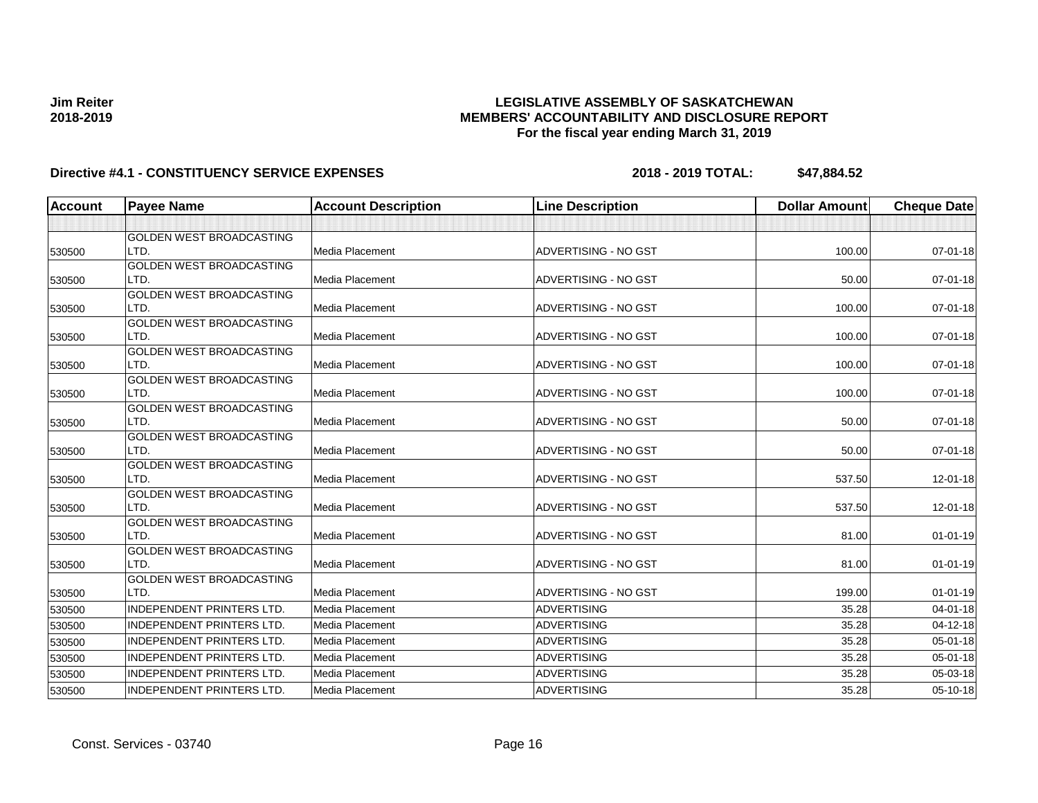**Jim Reiter**
**2018-2019**

**LEGISLATIVE ASSEMBLY OF SASKATCHEWAN**
**MEMBERS' ACCOUNTABILITY AND DISCLOSURE REPORT**
**For the fiscal year ending March 31, 2019**

**Directive #4.1 - CONSTITUENCY SERVICE EXPENSES** **2018 - 2019 TOTAL: $47,884.52**

| Account | Payee Name | Account Description | Line Description | Dollar Amount | Cheque Date |
|---|---|---|---|---|---|
| | | | | | |
| 530500 | GOLDEN WEST BROADCASTING LTD. | Media Placement | ADVERTISING - NO GST | 100.00 | 07-01-18 |
| 530500 | GOLDEN WEST BROADCASTING LTD. | Media Placement | ADVERTISING - NO GST | 50.00 | 07-01-18 |
| 530500 | GOLDEN WEST BROADCASTING LTD. | Media Placement | ADVERTISING - NO GST | 100.00 | 07-01-18 |
| 530500 | GOLDEN WEST BROADCASTING LTD. | Media Placement | ADVERTISING - NO GST | 100.00 | 07-01-18 |
| 530500 | GOLDEN WEST BROADCASTING LTD. | Media Placement | ADVERTISING - NO GST | 100.00 | 07-01-18 |
| 530500 | GOLDEN WEST BROADCASTING LTD. | Media Placement | ADVERTISING - NO GST | 100.00 | 07-01-18 |
| 530500 | GOLDEN WEST BROADCASTING LTD. | Media Placement | ADVERTISING - NO GST | 50.00 | 07-01-18 |
| 530500 | GOLDEN WEST BROADCASTING LTD. | Media Placement | ADVERTISING - NO GST | 50.00 | 07-01-18 |
| 530500 | GOLDEN WEST BROADCASTING LTD. | Media Placement | ADVERTISING - NO GST | 537.50 | 12-01-18 |
| 530500 | GOLDEN WEST BROADCASTING LTD. | Media Placement | ADVERTISING - NO GST | 537.50 | 12-01-18 |
| 530500 | GOLDEN WEST BROADCASTING LTD. | Media Placement | ADVERTISING - NO GST | 81.00 | 01-01-19 |
| 530500 | GOLDEN WEST BROADCASTING LTD. | Media Placement | ADVERTISING - NO GST | 81.00 | 01-01-19 |
| 530500 | GOLDEN WEST BROADCASTING LTD. | Media Placement | ADVERTISING - NO GST | 199.00 | 01-01-19 |
| 530500 | INDEPENDENT PRINTERS LTD. | Media Placement | ADVERTISING | 35.28 | 04-01-18 |
| 530500 | INDEPENDENT PRINTERS LTD. | Media Placement | ADVERTISING | 35.28 | 04-12-18 |
| 530500 | INDEPENDENT PRINTERS LTD. | Media Placement | ADVERTISING | 35.28 | 05-01-18 |
| 530500 | INDEPENDENT PRINTERS LTD. | Media Placement | ADVERTISING | 35.28 | 05-01-18 |
| 530500 | INDEPENDENT PRINTERS LTD. | Media Placement | ADVERTISING | 35.28 | 05-03-18 |
| 530500 | INDEPENDENT PRINTERS LTD. | Media Placement | ADVERTISING | 35.28 | 05-10-18 |

Const. Services - 03740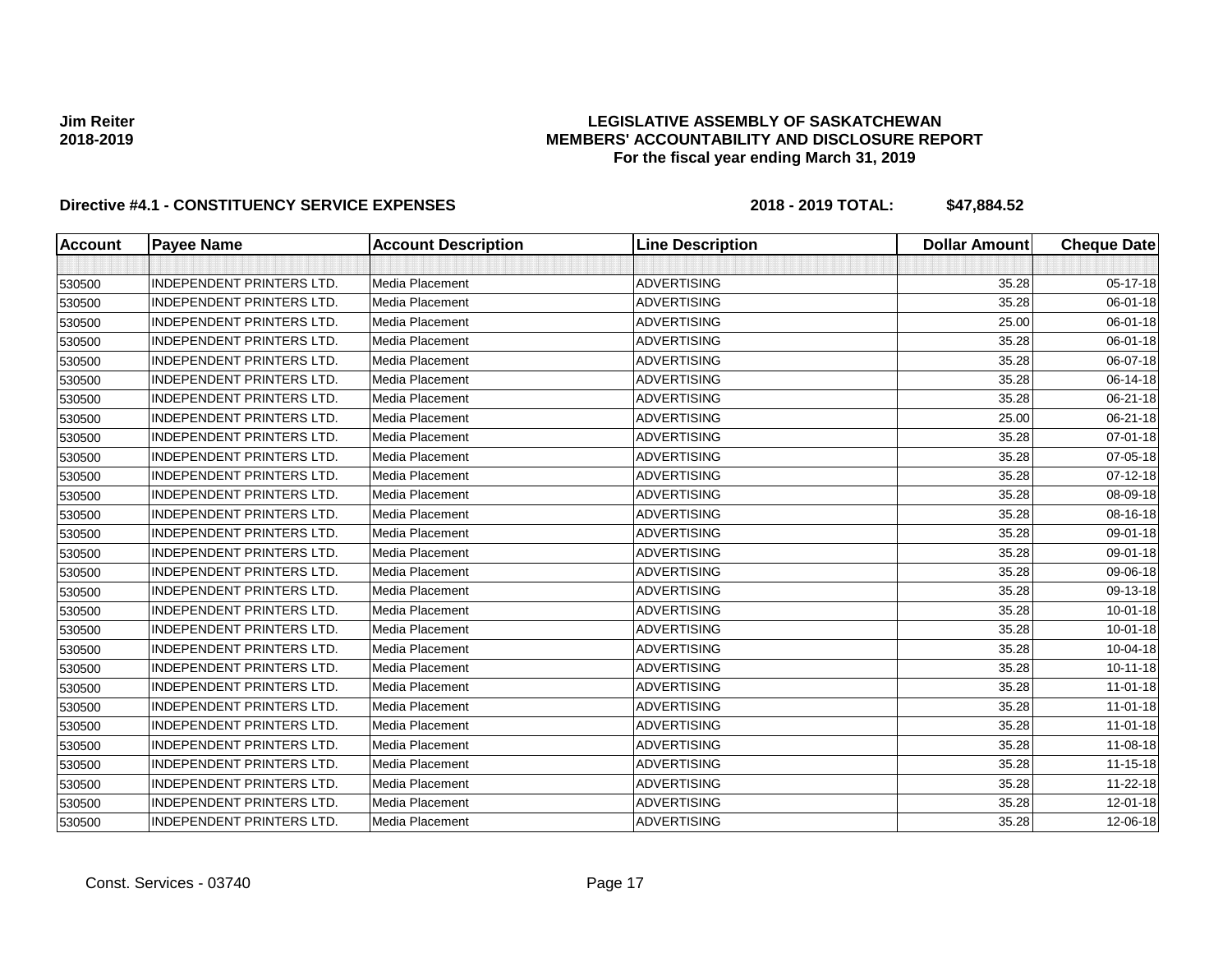**Jim Reiter**
**2018-2019**

**LEGISLATIVE ASSEMBLY OF SASKATCHEWAN**
**MEMBERS' ACCOUNTABILITY AND DISCLOSURE REPORT**
**For the fiscal year ending March 31, 2019**

**Directive #4.1 - CONSTITUENCY SERVICE EXPENSES** **2018 - 2019 TOTAL: $47,884.52**

| Account | Payee Name | Account Description | Line Description | Dollar Amount | Cheque Date |
|---|---|---|---|---|---|
| | | | | | |
| 530500 | INDEPENDENT PRINTERS LTD. | Media Placement | ADVERTISING | 35.28 | 05-17-18 |
| 530500 | INDEPENDENT PRINTERS LTD. | Media Placement | ADVERTISING | 35.28 | 06-01-18 |
| 530500 | INDEPENDENT PRINTERS LTD. | Media Placement | ADVERTISING | 25.00 | 06-01-18 |
| 530500 | INDEPENDENT PRINTERS LTD. | Media Placement | ADVERTISING | 35.28 | 06-01-18 |
| 530500 | INDEPENDENT PRINTERS LTD. | Media Placement | ADVERTISING | 35.28 | 06-07-18 |
| 530500 | INDEPENDENT PRINTERS LTD. | Media Placement | ADVERTISING | 35.28 | 06-14-18 |
| 530500 | INDEPENDENT PRINTERS LTD. | Media Placement | ADVERTISING | 35.28 | 06-21-18 |
| 530500 | INDEPENDENT PRINTERS LTD. | Media Placement | ADVERTISING | 25.00 | 06-21-18 |
| 530500 | INDEPENDENT PRINTERS LTD. | Media Placement | ADVERTISING | 35.28 | 07-01-18 |
| 530500 | INDEPENDENT PRINTERS LTD. | Media Placement | ADVERTISING | 35.28 | 07-05-18 |
| 530500 | INDEPENDENT PRINTERS LTD. | Media Placement | ADVERTISING | 35.28 | 07-12-18 |
| 530500 | INDEPENDENT PRINTERS LTD. | Media Placement | ADVERTISING | 35.28 | 08-09-18 |
| 530500 | INDEPENDENT PRINTERS LTD. | Media Placement | ADVERTISING | 35.28 | 08-16-18 |
| 530500 | INDEPENDENT PRINTERS LTD. | Media Placement | ADVERTISING | 35.28 | 09-01-18 |
| 530500 | INDEPENDENT PRINTERS LTD. | Media Placement | ADVERTISING | 35.28 | 09-01-18 |
| 530500 | INDEPENDENT PRINTERS LTD. | Media Placement | ADVERTISING | 35.28 | 09-06-18 |
| 530500 | INDEPENDENT PRINTERS LTD. | Media Placement | ADVERTISING | 35.28 | 09-13-18 |
| 530500 | INDEPENDENT PRINTERS LTD. | Media Placement | ADVERTISING | 35.28 | 10-01-18 |
| 530500 | INDEPENDENT PRINTERS LTD. | Media Placement | ADVERTISING | 35.28 | 10-01-18 |
| 530500 | INDEPENDENT PRINTERS LTD. | Media Placement | ADVERTISING | 35.28 | 10-04-18 |
| 530500 | INDEPENDENT PRINTERS LTD. | Media Placement | ADVERTISING | 35.28 | 10-11-18 |
| 530500 | INDEPENDENT PRINTERS LTD. | Media Placement | ADVERTISING | 35.28 | 11-01-18 |
| 530500 | INDEPENDENT PRINTERS LTD. | Media Placement | ADVERTISING | 35.28 | 11-01-18 |
| 530500 | INDEPENDENT PRINTERS LTD. | Media Placement | ADVERTISING | 35.28 | 11-01-18 |
| 530500 | INDEPENDENT PRINTERS LTD. | Media Placement | ADVERTISING | 35.28 | 11-08-18 |
| 530500 | INDEPENDENT PRINTERS LTD. | Media Placement | ADVERTISING | 35.28 | 11-15-18 |
| 530500 | INDEPENDENT PRINTERS LTD. | Media Placement | ADVERTISING | 35.28 | 11-22-18 |
| 530500 | INDEPENDENT PRINTERS LTD. | Media Placement | ADVERTISING | 35.28 | 12-01-18 |
| 530500 | INDEPENDENT PRINTERS LTD. | Media Placement | ADVERTISING | 35.28 | 12-06-18 |

Const. Services - 03740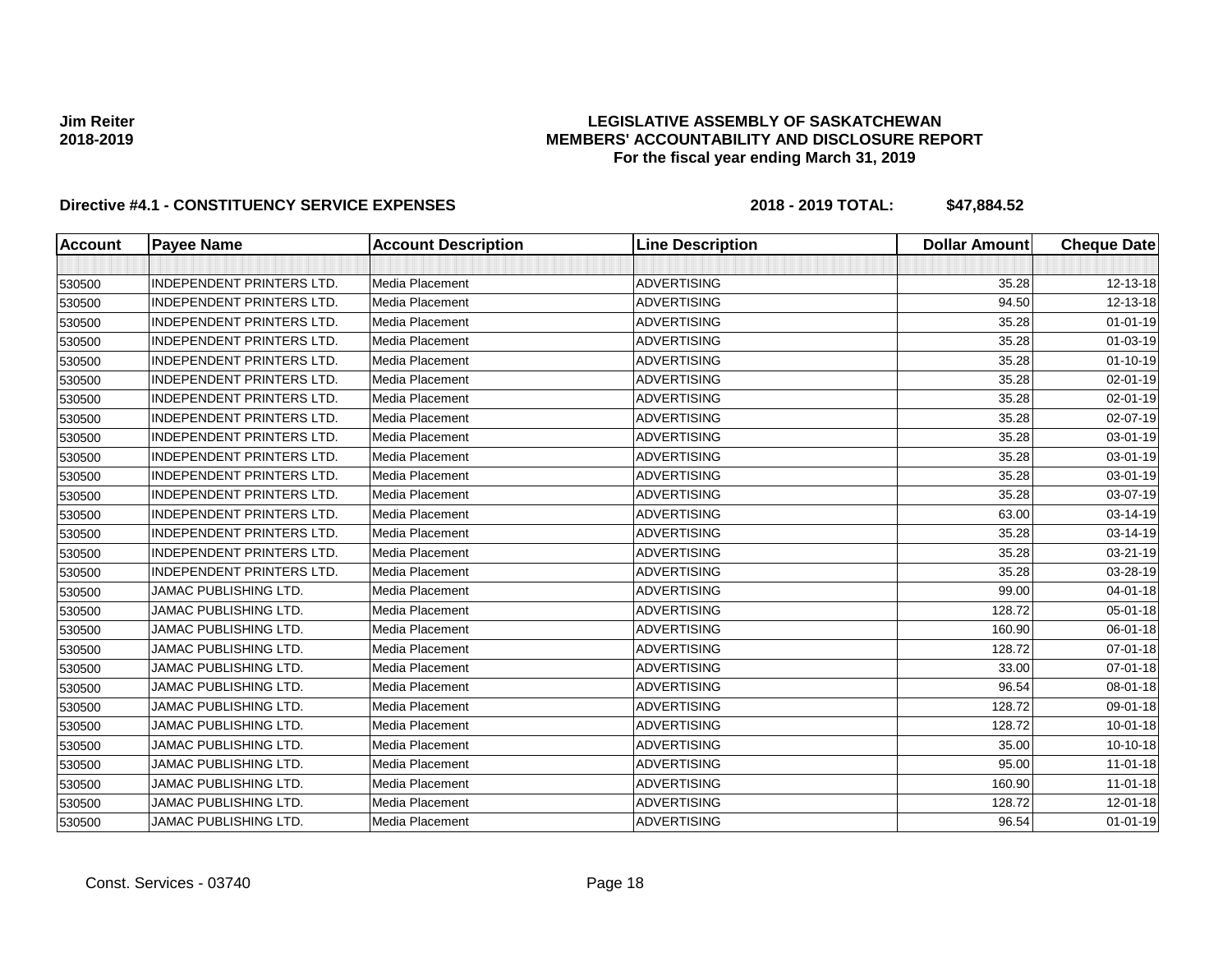**Jim Reiter**
**2018-2019**

**LEGISLATIVE ASSEMBLY OF SASKATCHEWAN**
**MEMBERS' ACCOUNTABILITY AND DISCLOSURE REPORT**
**For the fiscal year ending March 31, 2019**

**Directive #4.1 - CONSTITUENCY SERVICE EXPENSES** **2018 - 2019 TOTAL: $47,884.52**

| Account | Payee Name | Account Description | Line Description | Dollar Amount | Cheque Date |
|---|---|---|---|---|---|
| | | | | | |
| 530500 | INDEPENDENT PRINTERS LTD. | Media Placement | ADVERTISING | 35.28 | 12-13-18 |
| 530500 | INDEPENDENT PRINTERS LTD. | Media Placement | ADVERTISING | 94.50 | 12-13-18 |
| 530500 | INDEPENDENT PRINTERS LTD. | Media Placement | ADVERTISING | 35.28 | 01-01-19 |
| 530500 | INDEPENDENT PRINTERS LTD. | Media Placement | ADVERTISING | 35.28 | 01-03-19 |
| 530500 | INDEPENDENT PRINTERS LTD. | Media Placement | ADVERTISING | 35.28 | 01-10-19 |
| 530500 | INDEPENDENT PRINTERS LTD. | Media Placement | ADVERTISING | 35.28 | 02-01-19 |
| 530500 | INDEPENDENT PRINTERS LTD. | Media Placement | ADVERTISING | 35.28 | 02-01-19 |
| 530500 | INDEPENDENT PRINTERS LTD. | Media Placement | ADVERTISING | 35.28 | 02-07-19 |
| 530500 | INDEPENDENT PRINTERS LTD. | Media Placement | ADVERTISING | 35.28 | 03-01-19 |
| 530500 | INDEPENDENT PRINTERS LTD. | Media Placement | ADVERTISING | 35.28 | 03-01-19 |
| 530500 | INDEPENDENT PRINTERS LTD. | Media Placement | ADVERTISING | 35.28 | 03-01-19 |
| 530500 | INDEPENDENT PRINTERS LTD. | Media Placement | ADVERTISING | 35.28 | 03-07-19 |
| 530500 | INDEPENDENT PRINTERS LTD. | Media Placement | ADVERTISING | 63.00 | 03-14-19 |
| 530500 | INDEPENDENT PRINTERS LTD. | Media Placement | ADVERTISING | 35.28 | 03-14-19 |
| 530500 | INDEPENDENT PRINTERS LTD. | Media Placement | ADVERTISING | 35.28 | 03-21-19 |
| 530500 | INDEPENDENT PRINTERS LTD. | Media Placement | ADVERTISING | 35.28 | 03-28-19 |
| 530500 | JAMAC PUBLISHING LTD. | Media Placement | ADVERTISING | 99.00 | 04-01-18 |
| 530500 | JAMAC PUBLISHING LTD. | Media Placement | ADVERTISING | 128.72 | 05-01-18 |
| 530500 | JAMAC PUBLISHING LTD. | Media Placement | ADVERTISING | 160.90 | 06-01-18 |
| 530500 | JAMAC PUBLISHING LTD. | Media Placement | ADVERTISING | 128.72 | 07-01-18 |
| 530500 | JAMAC PUBLISHING LTD. | Media Placement | ADVERTISING | 33.00 | 07-01-18 |
| 530500 | JAMAC PUBLISHING LTD. | Media Placement | ADVERTISING | 96.54 | 08-01-18 |
| 530500 | JAMAC PUBLISHING LTD. | Media Placement | ADVERTISING | 128.72 | 09-01-18 |
| 530500 | JAMAC PUBLISHING LTD. | Media Placement | ADVERTISING | 128.72 | 10-01-18 |
| 530500 | JAMAC PUBLISHING LTD. | Media Placement | ADVERTISING | 35.00 | 10-10-18 |
| 530500 | JAMAC PUBLISHING LTD. | Media Placement | ADVERTISING | 95.00 | 11-01-18 |
| 530500 | JAMAC PUBLISHING LTD. | Media Placement | ADVERTISING | 160.90 | 11-01-18 |
| 530500 | JAMAC PUBLISHING LTD. | Media Placement | ADVERTISING | 128.72 | 12-01-18 |
| 530500 | JAMAC PUBLISHING LTD. | Media Placement | ADVERTISING | 96.54 | 01-01-19 |

Const. Services - 03740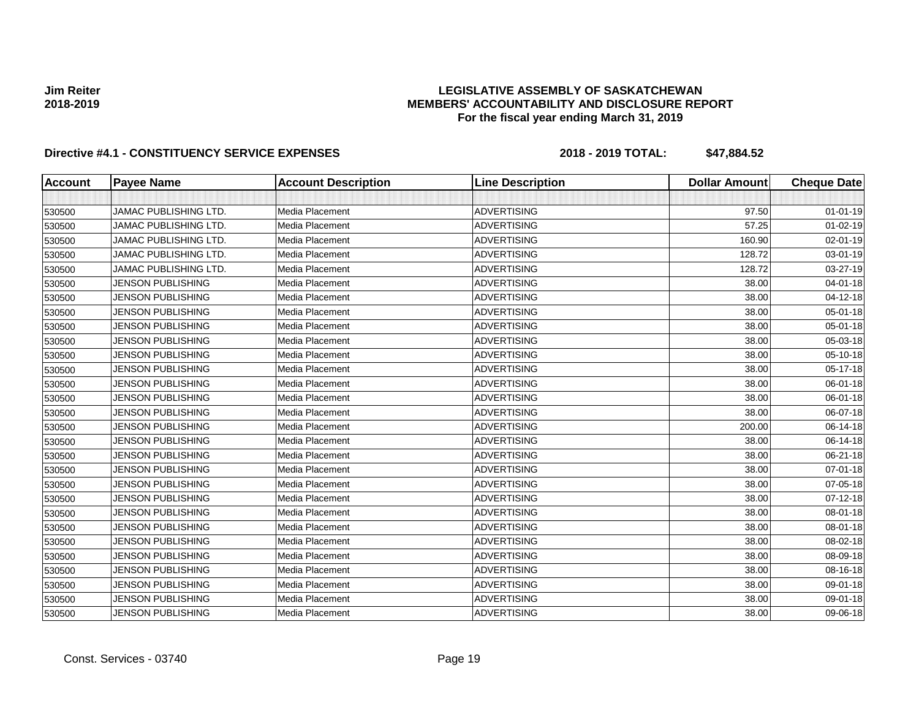**Jim Reiter**
**2018-2019**

**LEGISLATIVE ASSEMBLY OF SASKATCHEWAN**
**MEMBERS' ACCOUNTABILITY AND DISCLOSURE REPORT**
**For the fiscal year ending March 31, 2019**

**Directive #4.1 - CONSTITUENCY SERVICE EXPENSES** **2018 - 2019 TOTAL: $47,884.52**

| Account | Payee Name | Account Description | Line Description | Dollar Amount | Cheque Date |
|---|---|---|---|---|---|
| | | | | | |
| 530500 | JAMAC PUBLISHING LTD. | Media Placement | ADVERTISING | 97.50 | 01-01-19 |
| 530500 | JAMAC PUBLISHING LTD. | Media Placement | ADVERTISING | 57.25 | 01-02-19 |
| 530500 | JAMAC PUBLISHING LTD. | Media Placement | ADVERTISING | 160.90 | 02-01-19 |
| 530500 | JAMAC PUBLISHING LTD. | Media Placement | ADVERTISING | 128.72 | 03-01-19 |
| 530500 | JAMAC PUBLISHING LTD. | Media Placement | ADVERTISING | 128.72 | 03-27-19 |
| 530500 | JENSON PUBLISHING | Media Placement | ADVERTISING | 38.00 | 04-01-18 |
| 530500 | JENSON PUBLISHING | Media Placement | ADVERTISING | 38.00 | 04-12-18 |
| 530500 | JENSON PUBLISHING | Media Placement | ADVERTISING | 38.00 | 05-01-18 |
| 530500 | JENSON PUBLISHING | Media Placement | ADVERTISING | 38.00 | 05-01-18 |
| 530500 | JENSON PUBLISHING | Media Placement | ADVERTISING | 38.00 | 05-03-18 |
| 530500 | JENSON PUBLISHING | Media Placement | ADVERTISING | 38.00 | 05-10-18 |
| 530500 | JENSON PUBLISHING | Media Placement | ADVERTISING | 38.00 | 05-17-18 |
| 530500 | JENSON PUBLISHING | Media Placement | ADVERTISING | 38.00 | 06-01-18 |
| 530500 | JENSON PUBLISHING | Media Placement | ADVERTISING | 38.00 | 06-01-18 |
| 530500 | JENSON PUBLISHING | Media Placement | ADVERTISING | 38.00 | 06-07-18 |
| 530500 | JENSON PUBLISHING | Media Placement | ADVERTISING | 200.00 | 06-14-18 |
| 530500 | JENSON PUBLISHING | Media Placement | ADVERTISING | 38.00 | 06-14-18 |
| 530500 | JENSON PUBLISHING | Media Placement | ADVERTISING | 38.00 | 06-21-18 |
| 530500 | JENSON PUBLISHING | Media Placement | ADVERTISING | 38.00 | 07-01-18 |
| 530500 | JENSON PUBLISHING | Media Placement | ADVERTISING | 38.00 | 07-05-18 |
| 530500 | JENSON PUBLISHING | Media Placement | ADVERTISING | 38.00 | 07-12-18 |
| 530500 | JENSON PUBLISHING | Media Placement | ADVERTISING | 38.00 | 08-01-18 |
| 530500 | JENSON PUBLISHING | Media Placement | ADVERTISING | 38.00 | 08-01-18 |
| 530500 | JENSON PUBLISHING | Media Placement | ADVERTISING | 38.00 | 08-02-18 |
| 530500 | JENSON PUBLISHING | Media Placement | ADVERTISING | 38.00 | 08-09-18 |
| 530500 | JENSON PUBLISHING | Media Placement | ADVERTISING | 38.00 | 08-16-18 |
| 530500 | JENSON PUBLISHING | Media Placement | ADVERTISING | 38.00 | 09-01-18 |
| 530500 | JENSON PUBLISHING | Media Placement | ADVERTISING | 38.00 | 09-01-18 |
| 530500 | JENSON PUBLISHING | Media Placement | ADVERTISING | 38.00 | 09-06-18 |

Const. Services - 03740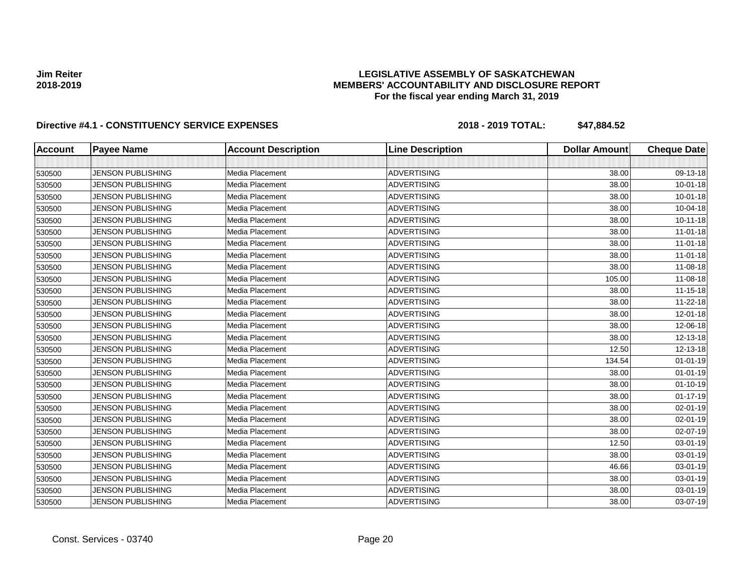**Jim Reiter**
**2018-2019**

**LEGISLATIVE ASSEMBLY OF SASKATCHEWAN**
**MEMBERS' ACCOUNTABILITY AND DISCLOSURE REPORT**
**For the fiscal year ending March 31, 2019**

**Directive #4.1 - CONSTITUENCY SERVICE EXPENSES** **2018 - 2019 TOTAL: $47,884.52**

| Account | Payee Name | Account Description | Line Description | Dollar Amount | Cheque Date |
|---|---|---|---|---|---|
| | | | | | |
| 530500 | JENSON PUBLISHING | Media Placement | ADVERTISING | 38.00 | 09-13-18 |
| 530500 | JENSON PUBLISHING | Media Placement | ADVERTISING | 38.00 | 10-01-18 |
| 530500 | JENSON PUBLISHING | Media Placement | ADVERTISING | 38.00 | 10-01-18 |
| 530500 | JENSON PUBLISHING | Media Placement | ADVERTISING | 38.00 | 10-04-18 |
| 530500 | JENSON PUBLISHING | Media Placement | ADVERTISING | 38.00 | 10-11-18 |
| 530500 | JENSON PUBLISHING | Media Placement | ADVERTISING | 38.00 | 11-01-18 |
| 530500 | JENSON PUBLISHING | Media Placement | ADVERTISING | 38.00 | 11-01-18 |
| 530500 | JENSON PUBLISHING | Media Placement | ADVERTISING | 38.00 | 11-01-18 |
| 530500 | JENSON PUBLISHING | Media Placement | ADVERTISING | 38.00 | 11-08-18 |
| 530500 | JENSON PUBLISHING | Media Placement | ADVERTISING | 105.00 | 11-08-18 |
| 530500 | JENSON PUBLISHING | Media Placement | ADVERTISING | 38.00 | 11-15-18 |
| 530500 | JENSON PUBLISHING | Media Placement | ADVERTISING | 38.00 | 11-22-18 |
| 530500 | JENSON PUBLISHING | Media Placement | ADVERTISING | 38.00 | 12-01-18 |
| 530500 | JENSON PUBLISHING | Media Placement | ADVERTISING | 38.00 | 12-06-18 |
| 530500 | JENSON PUBLISHING | Media Placement | ADVERTISING | 38.00 | 12-13-18 |
| 530500 | JENSON PUBLISHING | Media Placement | ADVERTISING | 12.50 | 12-13-18 |
| 530500 | JENSON PUBLISHING | Media Placement | ADVERTISING | 134.54 | 01-01-19 |
| 530500 | JENSON PUBLISHING | Media Placement | ADVERTISING | 38.00 | 01-01-19 |
| 530500 | JENSON PUBLISHING | Media Placement | ADVERTISING | 38.00 | 01-10-19 |
| 530500 | JENSON PUBLISHING | Media Placement | ADVERTISING | 38.00 | 01-17-19 |
| 530500 | JENSON PUBLISHING | Media Placement | ADVERTISING | 38.00 | 02-01-19 |
| 530500 | JENSON PUBLISHING | Media Placement | ADVERTISING | 38.00 | 02-01-19 |
| 530500 | JENSON PUBLISHING | Media Placement | ADVERTISING | 38.00 | 02-07-19 |
| 530500 | JENSON PUBLISHING | Media Placement | ADVERTISING | 12.50 | 03-01-19 |
| 530500 | JENSON PUBLISHING | Media Placement | ADVERTISING | 38.00 | 03-01-19 |
| 530500 | JENSON PUBLISHING | Media Placement | ADVERTISING | 46.66 | 03-01-19 |
| 530500 | JENSON PUBLISHING | Media Placement | ADVERTISING | 38.00 | 03-01-19 |
| 530500 | JENSON PUBLISHING | Media Placement | ADVERTISING | 38.00 | 03-01-19 |
| 530500 | JENSON PUBLISHING | Media Placement | ADVERTISING | 38.00 | 03-07-19 |

Const. Services - 03740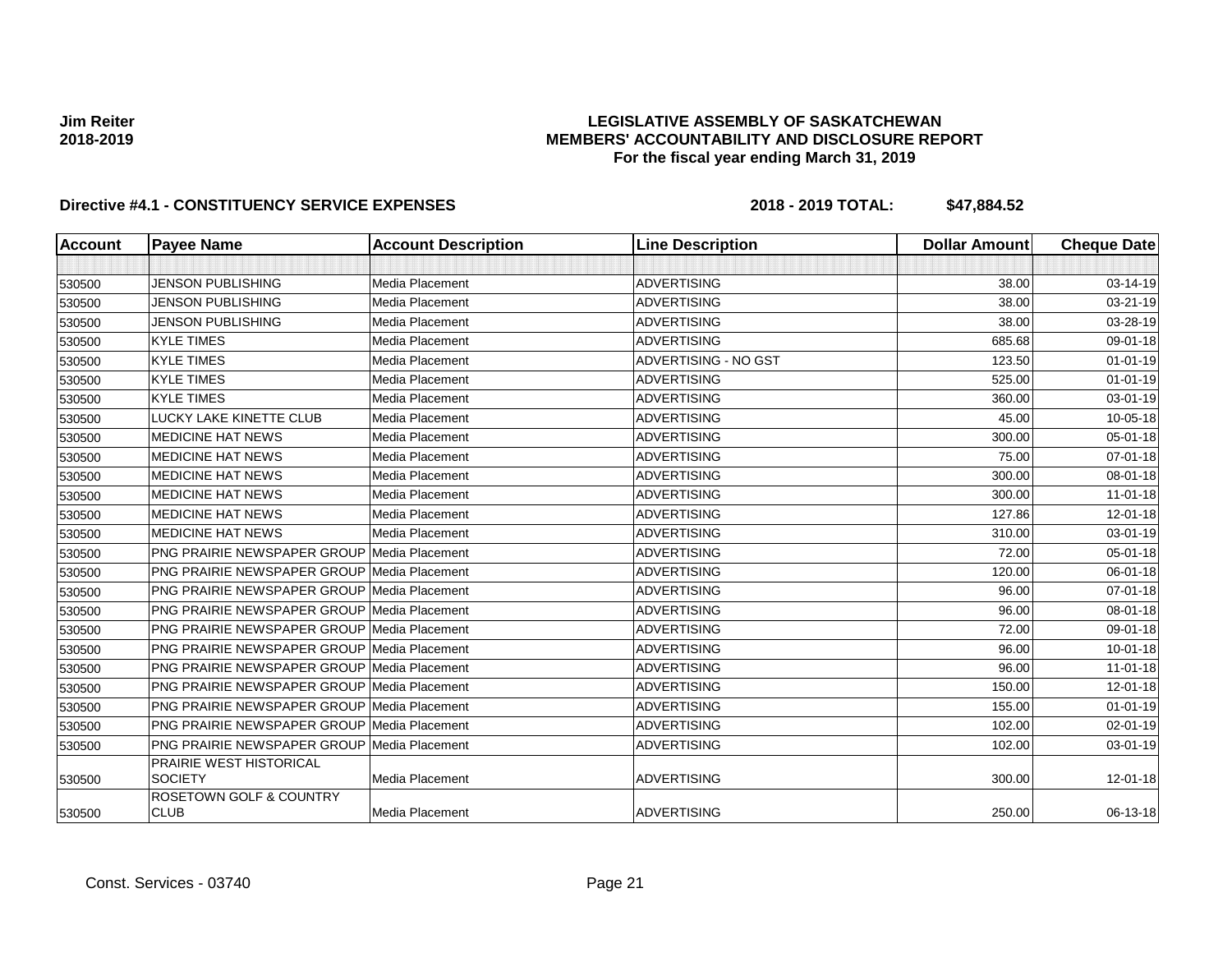**Jim Reiter**
**2018-2019**

# LEGISLATIVE ASSEMBLY OF SASKATCHEWAN
## MEMBERS' ACCOUNTABILITY AND DISCLOSURE REPORT
### For the fiscal year ending March 31, 2019

**Directive #4.1 - CONSTITUENCY SERVICE EXPENSES** **2018 - 2019 TOTAL: $47,884.52**

| Account | Payee Name | Account Description | Line Description | Dollar Amount | Cheque Date |
|---|---|---|---|---|---|
| | | | | | |
| 530500 | JENSON PUBLISHING | Media Placement | ADVERTISING | 38.00 | 03-14-19 |
| 530500 | JENSON PUBLISHING | Media Placement | ADVERTISING | 38.00 | 03-21-19 |
| 530500 | JENSON PUBLISHING | Media Placement | ADVERTISING | 38.00 | 03-28-19 |
| 530500 | KYLE TIMES | Media Placement | ADVERTISING | 685.68 | 09-01-18 |
| 530500 | KYLE TIMES | Media Placement | ADVERTISING - NO GST | 123.50 | 01-01-19 |
| 530500 | KYLE TIMES | Media Placement | ADVERTISING | 525.00 | 01-01-19 |
| 530500 | KYLE TIMES | Media Placement | ADVERTISING | 360.00 | 03-01-19 |
| 530500 | LUCKY LAKE KINETTE CLUB | Media Placement | ADVERTISING | 45.00 | 10-05-18 |
| 530500 | MEDICINE HAT NEWS | Media Placement | ADVERTISING | 300.00 | 05-01-18 |
| 530500 | MEDICINE HAT NEWS | Media Placement | ADVERTISING | 75.00 | 07-01-18 |
| 530500 | MEDICINE HAT NEWS | Media Placement | ADVERTISING | 300.00 | 08-01-18 |
| 530500 | MEDICINE HAT NEWS | Media Placement | ADVERTISING | 300.00 | 11-01-18 |
| 530500 | MEDICINE HAT NEWS | Media Placement | ADVERTISING | 127.86 | 12-01-18 |
| 530500 | MEDICINE HAT NEWS | Media Placement | ADVERTISING | 310.00 | 03-01-19 |
| 530500 | PNG PRAIRIE NEWSPAPER GROUP | Media Placement | ADVERTISING | 72.00 | 05-01-18 |
| 530500 | PNG PRAIRIE NEWSPAPER GROUP | Media Placement | ADVERTISING | 120.00 | 06-01-18 |
| 530500 | PNG PRAIRIE NEWSPAPER GROUP | Media Placement | ADVERTISING | 96.00 | 07-01-18 |
| 530500 | PNG PRAIRIE NEWSPAPER GROUP | Media Placement | ADVERTISING | 96.00 | 08-01-18 |
| 530500 | PNG PRAIRIE NEWSPAPER GROUP | Media Placement | ADVERTISING | 72.00 | 09-01-18 |
| 530500 | PNG PRAIRIE NEWSPAPER GROUP | Media Placement | ADVERTISING | 96.00 | 10-01-18 |
| 530500 | PNG PRAIRIE NEWSPAPER GROUP | Media Placement | ADVERTISING | 96.00 | 11-01-18 |
| 530500 | PNG PRAIRIE NEWSPAPER GROUP | Media Placement | ADVERTISING | 150.00 | 12-01-18 |
| 530500 | PNG PRAIRIE NEWSPAPER GROUP | Media Placement | ADVERTISING | 155.00 | 01-01-19 |
| 530500 | PNG PRAIRIE NEWSPAPER GROUP | Media Placement | ADVERTISING | 102.00 | 02-01-19 |
| 530500 | PNG PRAIRIE NEWSPAPER GROUP | Media Placement | ADVERTISING | 102.00 | 03-01-19 |
| 530500 | PRAIRIE WEST HISTORICAL SOCIETY | Media Placement | ADVERTISING | 300.00 | 12-01-18 |
| 530500 | ROSETOWN GOLF & COUNTRY CLUB | Media Placement | ADVERTISING | 250.00 | 06-13-18 |

Const. Services - 03740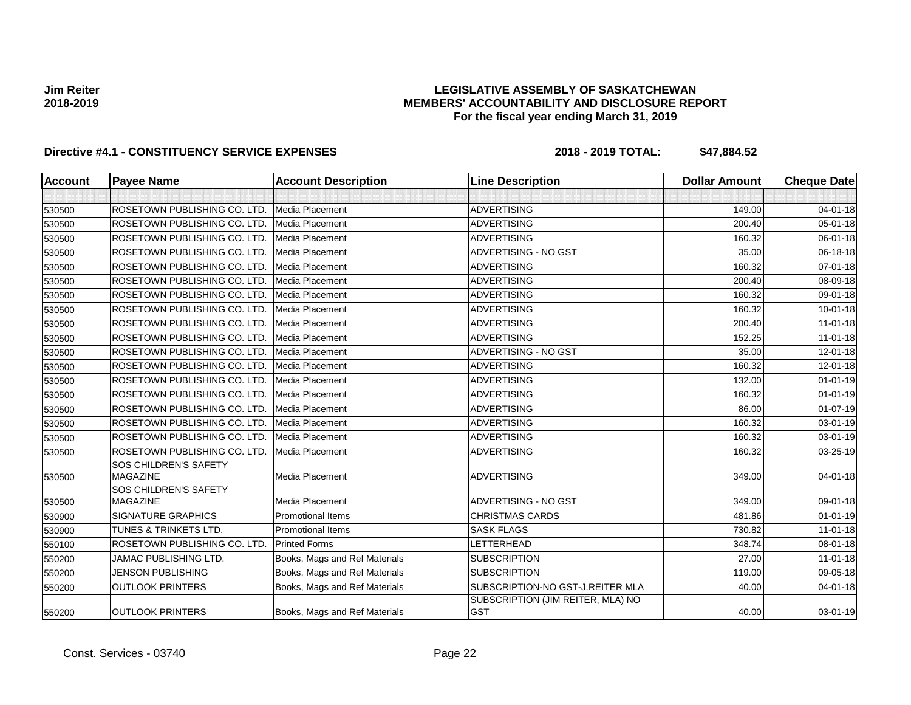**Jim Reiter**
**2018-2019**

# LEGISLATIVE ASSEMBLY OF SASKATCHEWAN
## MEMBERS' ACCOUNTABILITY AND DISCLOSURE REPORT
### For the fiscal year ending March 31, 2019

**Directive #4.1 - CONSTITUENCY SERVICE EXPENSES** **2018 - 2019 TOTAL: $47,884.52**

| Account | Payee Name | Account Description | Line Description | Dollar Amount | Cheque Date |
|---|---|---|---|---|---|
| | | | | | |
| 530500 | ROSETOWN PUBLISHING CO. LTD. | Media Placement | ADVERTISING | 149.00 | 04-01-18 |
| 530500 | ROSETOWN PUBLISHING CO. LTD. | Media Placement | ADVERTISING | 200.40 | 05-01-18 |
| 530500 | ROSETOWN PUBLISHING CO. LTD. | Media Placement | ADVERTISING | 160.32 | 06-01-18 |
| 530500 | ROSETOWN PUBLISHING CO. LTD. | Media Placement | ADVERTISING - NO GST | 35.00 | 06-18-18 |
| 530500 | ROSETOWN PUBLISHING CO. LTD. | Media Placement | ADVERTISING | 160.32 | 07-01-18 |
| 530500 | ROSETOWN PUBLISHING CO. LTD. | Media Placement | ADVERTISING | 200.40 | 08-09-18 |
| 530500 | ROSETOWN PUBLISHING CO. LTD. | Media Placement | ADVERTISING | 160.32 | 09-01-18 |
| 530500 | ROSETOWN PUBLISHING CO. LTD. | Media Placement | ADVERTISING | 160.32 | 10-01-18 |
| 530500 | ROSETOWN PUBLISHING CO. LTD. | Media Placement | ADVERTISING | 200.40 | 11-01-18 |
| 530500 | ROSETOWN PUBLISHING CO. LTD. | Media Placement | ADVERTISING | 152.25 | 11-01-18 |
| 530500 | ROSETOWN PUBLISHING CO. LTD. | Media Placement | ADVERTISING - NO GST | 35.00 | 12-01-18 |
| 530500 | ROSETOWN PUBLISHING CO. LTD. | Media Placement | ADVERTISING | 160.32 | 12-01-18 |
| 530500 | ROSETOWN PUBLISHING CO. LTD. | Media Placement | ADVERTISING | 132.00 | 01-01-19 |
| 530500 | ROSETOWN PUBLISHING CO. LTD. | Media Placement | ADVERTISING | 160.32 | 01-01-19 |
| 530500 | ROSETOWN PUBLISHING CO. LTD. | Media Placement | ADVERTISING | 86.00 | 01-07-19 |
| 530500 | ROSETOWN PUBLISHING CO. LTD. | Media Placement | ADVERTISING | 160.32 | 03-01-19 |
| 530500 | ROSETOWN PUBLISHING CO. LTD. | Media Placement | ADVERTISING | 160.32 | 03-01-19 |
| 530500 | ROSETOWN PUBLISHING CO. LTD. | Media Placement | ADVERTISING | 160.32 | 03-25-19 |
| 530500 | SOS CHILDREN'S SAFETY MAGAZINE | Media Placement | ADVERTISING | 349.00 | 04-01-18 |
| 530500 | SOS CHILDREN'S SAFETY MAGAZINE | Media Placement | ADVERTISING - NO GST | 349.00 | 09-01-18 |
| 530900 | SIGNATURE GRAPHICS | Promotional Items | CHRISTMAS CARDS | 481.86 | 01-01-19 |
| 530900 | TUNES & TRINKETS LTD. | Promotional Items | SASK FLAGS | 730.82 | 11-01-18 |
| 550100 | ROSETOWN PUBLISHING CO. LTD. | Printed Forms | LETTERHEAD | 348.74 | 08-01-18 |
| 550200 | JAMAC PUBLISHING LTD. | Books, Mags and Ref Materials | SUBSCRIPTION | 27.00 | 11-01-18 |
| 550200 | JENSON PUBLISHING | Books, Mags and Ref Materials | SUBSCRIPTION | 119.00 | 09-05-18 |
| 550200 | OUTLOOK PRINTERS | Books, Mags and Ref Materials | SUBSCRIPTION-NO GST-J.REITER MLA | 40.00 | 04-01-18 |
| 550200 | OUTLOOK PRINTERS | Books, Mags and Ref Materials | SUBSCRIPTION (JIM REITER, MLA) NO GST | 40.00 | 03-01-19 |

Const. Services - 03740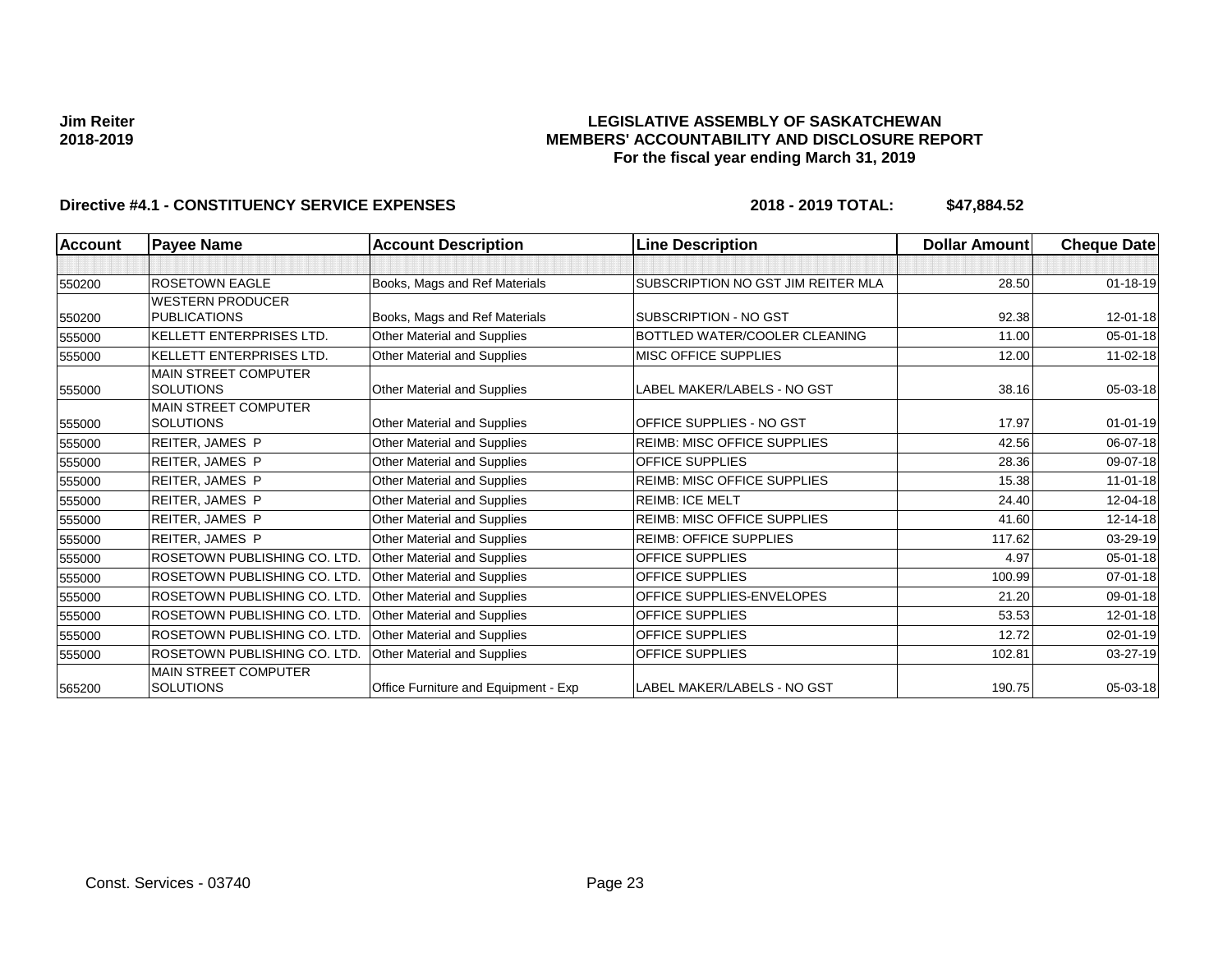**Jim Reiter**
**2018-2019**

**LEGISLATIVE ASSEMBLY OF SASKATCHEWAN**
**MEMBERS' ACCOUNTABILITY AND DISCLOSURE REPORT**
**For the fiscal year ending March 31, 2019**

**Directive #4.1 - CONSTITUENCY SERVICE EXPENSES** **2018 - 2019 TOTAL: $47,884.52**

| Account | Payee Name | Account Description | Line Description | Dollar Amount | Cheque Date |
|---|---|---|---|---|---|
| | | | | | |
| 550200 | ROSETOWN EAGLE | Books, Mags and Ref Materials | SUBSCRIPTION NO GST JIM REITER MLA | 28.50 | 01-18-19 |
| 550200 | WESTERN PRODUCER PUBLICATIONS | Books, Mags and Ref Materials | SUBSCRIPTION - NO GST | 92.38 | 12-01-18 |
| 555000 | KELLETT ENTERPRISES LTD. | Other Material and Supplies | BOTTLED WATER/COOLER CLEANING | 11.00 | 05-01-18 |
| 555000 | KELLETT ENTERPRISES LTD. | Other Material and Supplies | MISC OFFICE SUPPLIES | 12.00 | 11-02-18 |
| 555000 | MAIN STREET COMPUTER SOLUTIONS | Other Material and Supplies | LABEL MAKER/LABELS - NO GST | 38.16 | 05-03-18 |
| 555000 | MAIN STREET COMPUTER SOLUTIONS | Other Material and Supplies | OFFICE SUPPLIES - NO GST | 17.97 | 01-01-19 |
| 555000 | REITER, JAMES P | Other Material and Supplies | REIMB: MISC OFFICE SUPPLIES | 42.56 | 06-07-18 |
| 555000 | REITER, JAMES P | Other Material and Supplies | OFFICE SUPPLIES | 28.36 | 09-07-18 |
| 555000 | REITER, JAMES P | Other Material and Supplies | REIMB: MISC OFFICE SUPPLIES | 15.38 | 11-01-18 |
| 555000 | REITER, JAMES P | Other Material and Supplies | REIMB: ICE MELT | 24.40 | 12-04-18 |
| 555000 | REITER, JAMES P | Other Material and Supplies | REIMB: MISC OFFICE SUPPLIES | 41.60 | 12-14-18 |
| 555000 | REITER, JAMES P | Other Material and Supplies | REIMB: OFFICE SUPPLIES | 117.62 | 03-29-19 |
| 555000 | ROSETOWN PUBLISHING CO. LTD. | Other Material and Supplies | OFFICE SUPPLIES | 4.97 | 05-01-18 |
| 555000 | ROSETOWN PUBLISHING CO. LTD. | Other Material and Supplies | OFFICE SUPPLIES | 100.99 | 07-01-18 |
| 555000 | ROSETOWN PUBLISHING CO. LTD. | Other Material and Supplies | OFFICE SUPPLIES-ENVELOPES | 21.20 | 09-01-18 |
| 555000 | ROSETOWN PUBLISHING CO. LTD. | Other Material and Supplies | OFFICE SUPPLIES | 53.53 | 12-01-18 |
| 555000 | ROSETOWN PUBLISHING CO. LTD. | Other Material and Supplies | OFFICE SUPPLIES | 12.72 | 02-01-19 |
| 555000 | ROSETOWN PUBLISHING CO. LTD. | Other Material and Supplies | OFFICE SUPPLIES | 102.81 | 03-27-19 |
| 565200 | MAIN STREET COMPUTER SOLUTIONS | Office Furniture and Equipment - Exp | LABEL MAKER/LABELS - NO GST | 190.75 | 05-03-18 |

Const. Services - 03740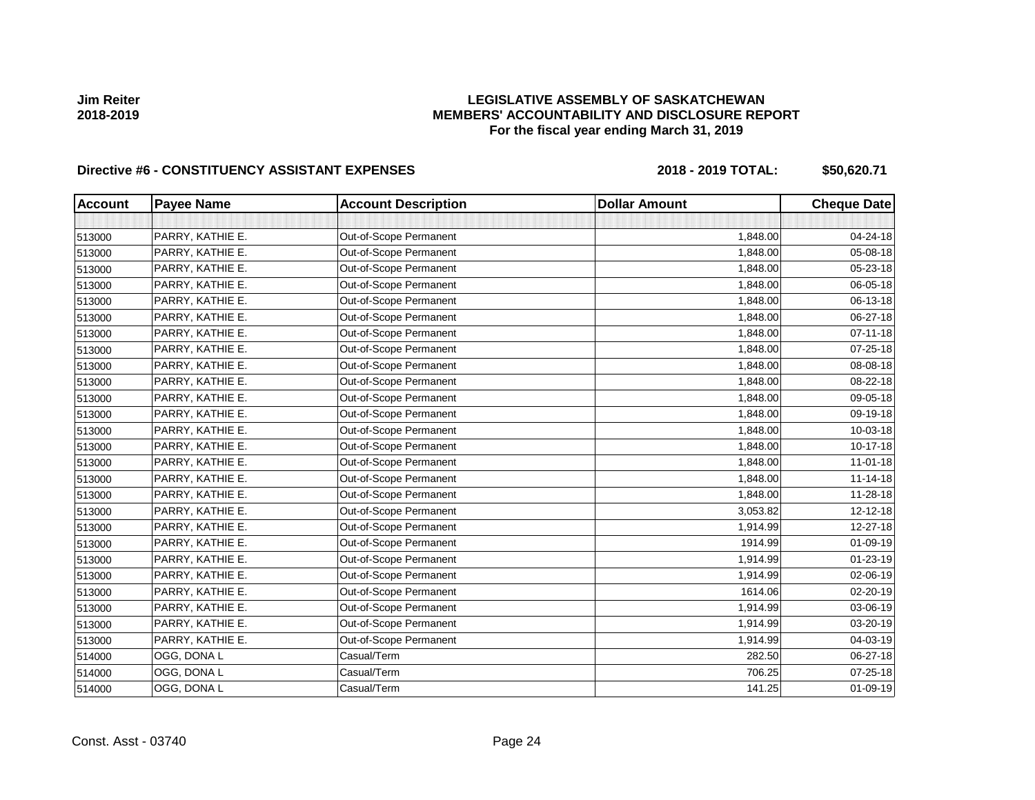**Jim Reiter**
**2018-2019**

# LEGISLATIVE ASSEMBLY OF SASKATCHEWAN
## MEMBERS' ACCOUNTABILITY AND DISCLOSURE REPORT
### For the fiscal year ending March 31, 2019

**Directive #6 - CONSTITUENCY ASSISTANT EXPENSES** **2018 - 2019 TOTAL: $50,620.71**

| Account | Payee Name | Account Description | Dollar Amount | Cheque Date |
|---|---|---|---|---|
| | | | | |
| 513000 | PARRY, KATHIE E. | Out-of-Scope Permanent | 1,848.00 | 04-24-18 |
| 513000 | PARRY, KATHIE E. | Out-of-Scope Permanent | 1,848.00 | 05-08-18 |
| 513000 | PARRY, KATHIE E. | Out-of-Scope Permanent | 1,848.00 | 05-23-18 |
| 513000 | PARRY, KATHIE E. | Out-of-Scope Permanent | 1,848.00 | 06-05-18 |
| 513000 | PARRY, KATHIE E. | Out-of-Scope Permanent | 1,848.00 | 06-13-18 |
| 513000 | PARRY, KATHIE E. | Out-of-Scope Permanent | 1,848.00 | 06-27-18 |
| 513000 | PARRY, KATHIE E. | Out-of-Scope Permanent | 1,848.00 | 07-11-18 |
| 513000 | PARRY, KATHIE E. | Out-of-Scope Permanent | 1,848.00 | 07-25-18 |
| 513000 | PARRY, KATHIE E. | Out-of-Scope Permanent | 1,848.00 | 08-08-18 |
| 513000 | PARRY, KATHIE E. | Out-of-Scope Permanent | 1,848.00 | 08-22-18 |
| 513000 | PARRY, KATHIE E. | Out-of-Scope Permanent | 1,848.00 | 09-05-18 |
| 513000 | PARRY, KATHIE E. | Out-of-Scope Permanent | 1,848.00 | 09-19-18 |
| 513000 | PARRY, KATHIE E. | Out-of-Scope Permanent | 1,848.00 | 10-03-18 |
| 513000 | PARRY, KATHIE E. | Out-of-Scope Permanent | 1,848.00 | 10-17-18 |
| 513000 | PARRY, KATHIE E. | Out-of-Scope Permanent | 1,848.00 | 11-01-18 |
| 513000 | PARRY, KATHIE E. | Out-of-Scope Permanent | 1,848.00 | 11-14-18 |
| 513000 | PARRY, KATHIE E. | Out-of-Scope Permanent | 1,848.00 | 11-28-18 |
| 513000 | PARRY, KATHIE E. | Out-of-Scope Permanent | 3,053.82 | 12-12-18 |
| 513000 | PARRY, KATHIE E. | Out-of-Scope Permanent | 1,914.99 | 12-27-18 |
| 513000 | PARRY, KATHIE E. | Out-of-Scope Permanent | 1914.99 | 01-09-19 |
| 513000 | PARRY, KATHIE E. | Out-of-Scope Permanent | 1,914.99 | 01-23-19 |
| 513000 | PARRY, KATHIE E. | Out-of-Scope Permanent | 1,914.99 | 02-06-19 |
| 513000 | PARRY, KATHIE E. | Out-of-Scope Permanent | 1614.06 | 02-20-19 |
| 513000 | PARRY, KATHIE E. | Out-of-Scope Permanent | 1,914.99 | 03-06-19 |
| 513000 | PARRY, KATHIE E. | Out-of-Scope Permanent | 1,914.99 | 03-20-19 |
| 513000 | PARRY, KATHIE E. | Out-of-Scope Permanent | 1,914.99 | 04-03-19 |
| 514000 | OGG, DONA L | Casual/Term | 282.50 | 06-27-18 |
| 514000 | OGG, DONA L | Casual/Term | 706.25 | 07-25-18 |
| 514000 | OGG, DONA L | Casual/Term | 141.25 | 01-09-19 |

Const. Asst - 03740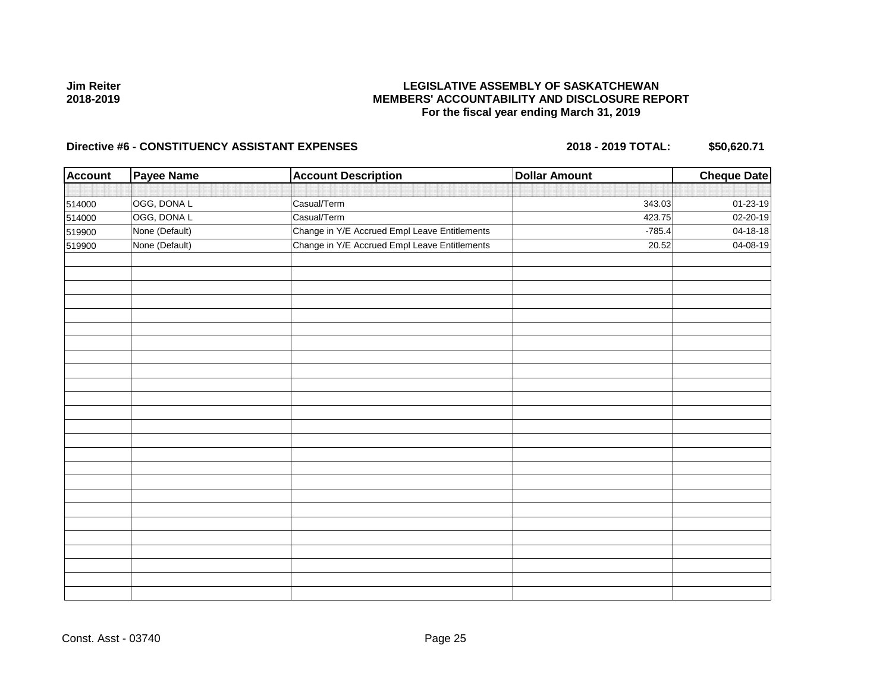**Jim Reiter**
**2018-2019**

**LEGISLATIVE ASSEMBLY OF SASKATCHEWAN**
**MEMBERS' ACCOUNTABILITY AND DISCLOSURE REPORT**
**For the fiscal year ending March 31, 2019**

**Directive #6 - CONSTITUENCY ASSISTANT EXPENSES** **2018 - 2019 TOTAL: $50,620.71**

| Account | Payee Name | Account Description | Dollar Amount | Cheque Date |
|---|---|---|---|---|
| 514000 | OGG, DONA L | Casual/Term | 343.03 | 01-23-19 |
| 514000 | OGG, DONA L | Casual/Term | 423.75 | 02-20-19 |
| 519900 | None (Default) | Change in Y/E Accrued Empl Leave Entitlements | -785.4 | 04-18-18 |
| 519900 | None (Default) | Change in Y/E Accrued Empl Leave Entitlements | 20.52 | 04-08-19 |

Const. Asst - 03740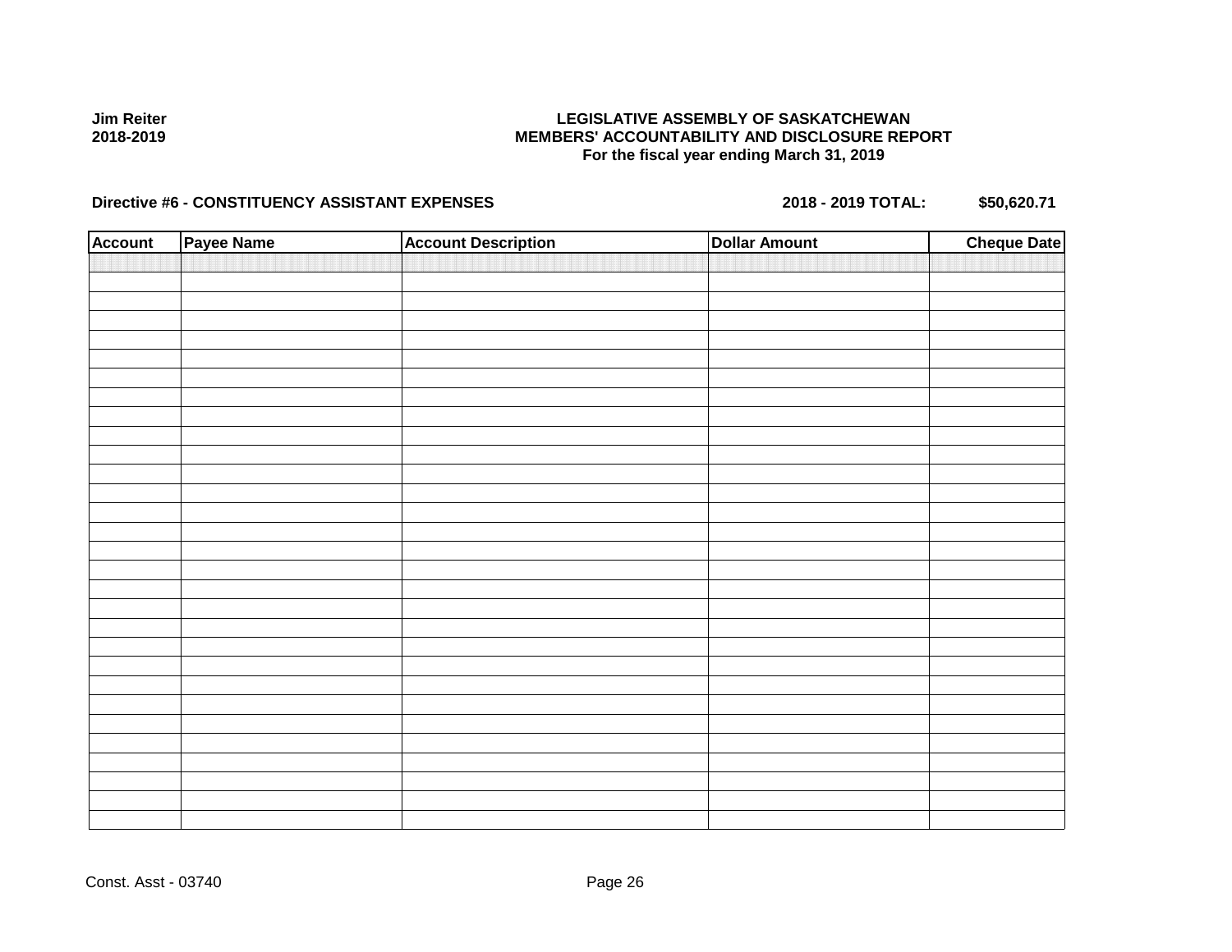**Jim Reiter**
**2018-2019**

# LEGISLATIVE ASSEMBLY OF SASKATCHEWAN
## MEMBERS' ACCOUNTABILITY AND DISCLOSURE REPORT
### For the fiscal year ending March 31, 2019

**Directive #6 - CONSTITUENCY ASSISTANT EXPENSES** **2018 - 2019 TOTAL: $50,620.71**

| Account | Payee Name | Account Description | Dollar Amount | Cheque Date |
|---|---|---|---|---|
| | | | | |

Const. Asst - 03740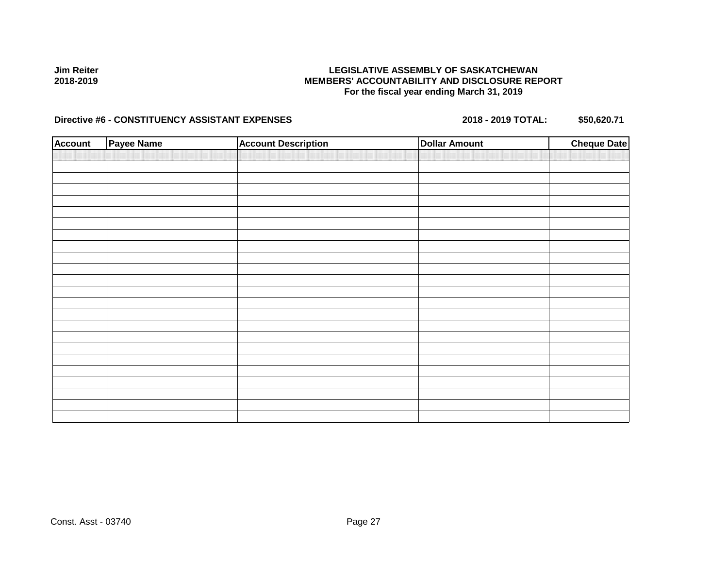**Jim Reiter**
**2018-2019**

**LEGISLATIVE ASSEMBLY OF SASKATCHEWAN**
**MEMBERS' ACCOUNTABILITY AND DISCLOSURE REPORT**
**For the fiscal year ending March 31, 2019**

**Directive #6 - CONSTITUENCY ASSISTANT EXPENSES** **2018 - 2019 TOTAL: $50,620.71**

| Account | Payee Name | Account Description | Dollar Amount | Cheque Date |
|---|---|---|---|---|
| | | | | |

Const. Asst - 03740